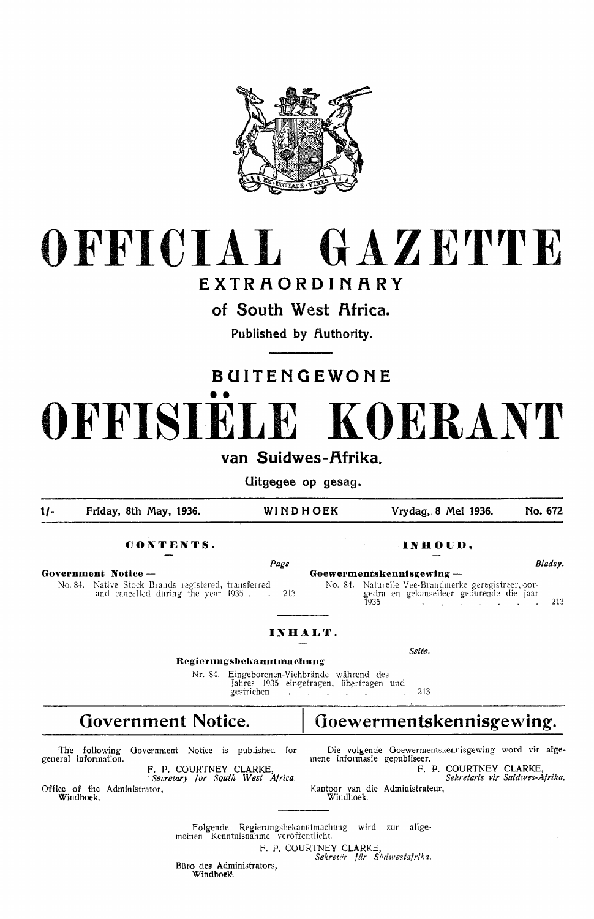# OFFICIAL GAZETTE

## EXTRAORDINARY

### of South West Africa.

Published by Authority.

# BUITENGEWONE OFFISIËLE KOERANT

### van Suidwes-Afrika.

Uitgegee op gesag.

1/- Friday, 8th May, 1936. WINDHOEK Vrydag, 8 Mei 1936. No. 672

**CONTENTS.**

| | Page |
|---|---|
| **Government Notice** — | |
| No. 84. Native Stock Brands registered, transferred and cancelled during the year 1935 | 213 |

**INHOUD.**

| | Bladsy. |
|---|---|
| **Goewermentskennisgewing** — | |
| No. 84. Naturelle Vee-Brandmerke geregistreer, oorgedra en gekanselleer gedurende die jaar 1935 | 213 |

**INHALT.**

| | Seite. |
|---|---|
| **Regierungsbekanntmachung** — | |
| Nr. 84. Eingeborenen-Viehbrände während des Jahres 1935 eingetragen, übertragen und gestrichen | 213 |

## Government Notice.

The following Government Notice is published for general information.

F. P. COURTNEY CLARKE,
*Secretary for South West Africa.*

Office of the Administrator,
Windhoek.

## Goewermentskennisgewing.

Die volgende Goewermentskennisgewing word vir algemene informasie gepubliseer.

F. P. COURTNEY CLARKE,
*Sekretaris vir Suidwes-Afrika.*

Kantoor van die Administrateur,
Windhoek.

Folgende Regierungsbekanntmachung wird zur allgemeinen Kenntnisnahme veröffentlicht.

F. P. COURTNEY CLARKE,
*Sekretär für Südwestafrika.*

Büro des Administrators,
Windhoek.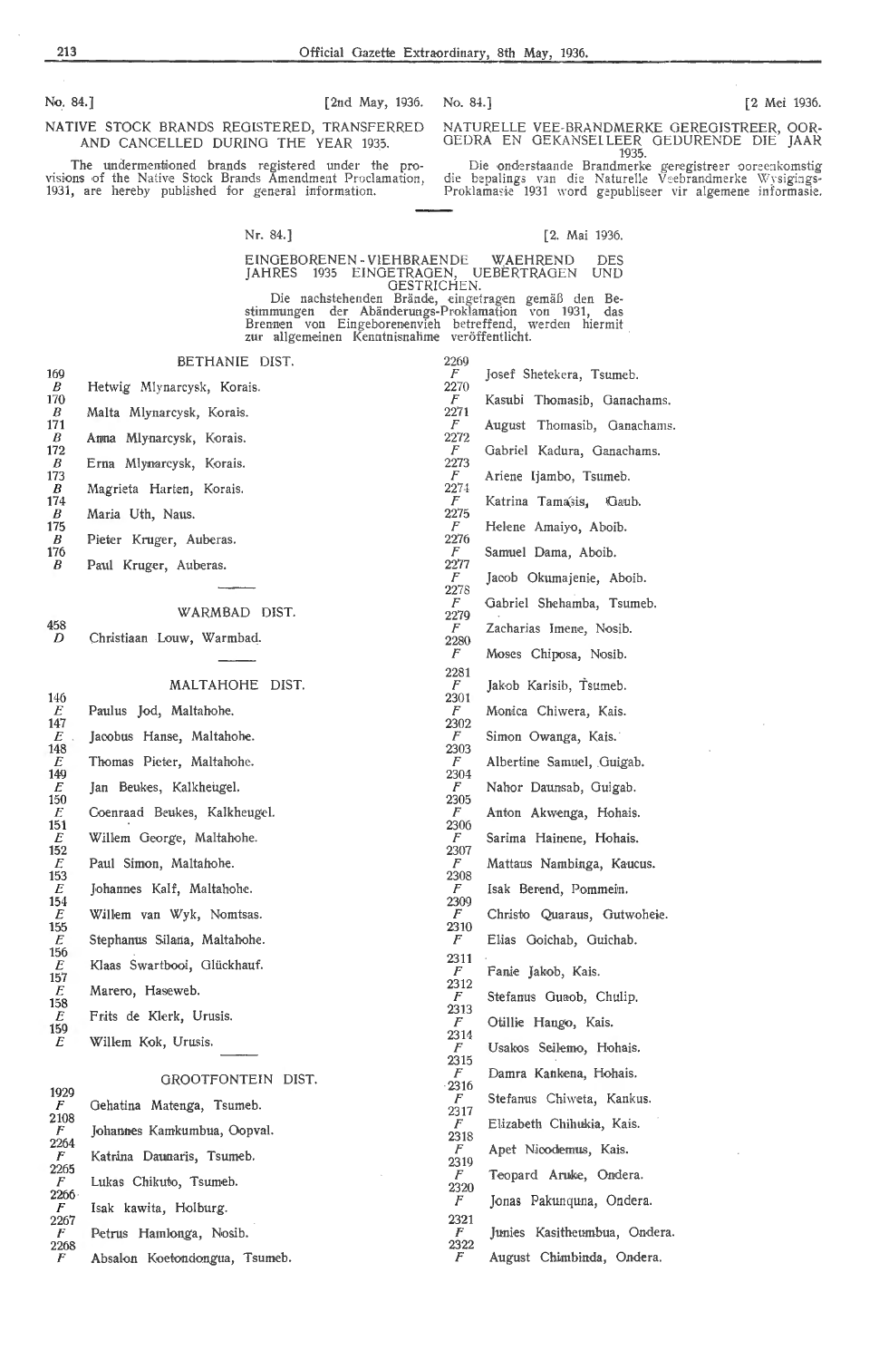No. 84.] [2nd May, 1936.

NATIVE STOCK BRANDS REGISTERED, TRANSFERRED AND CANCELLED DURING THE YEAR 1935.

The undermentioned brands registered under the provisions of the Native Stock Brands Amendment Proclamation, 1931, are hereby published for general information.

No. 84.] [2 Mei 1936.

NATURELLE VEE-BRANDMERKE GEREGISTREER, OORGEDRA EN GEKANSELLEER GEDURENDE DIE JAAR 1935.

Die onderstaande Brandmerke geregistreer ooreenkomstig die bepalings van die Naturelle Veebrandmerke Wysigings-Proklamasie 1931 word gepubliseer vir algemene informasie.

Nr. 84.] [2. Mai 1936.

EINGEBORENEN-VIEHBRAENDE WAEHREND DES JAHRES 1935 EINGETRAGEN, UEBERTRAGEN UND GESTRICHEN.

Die nachstehenden Brände, eingetragen gemäß den Bestimmungen der Abänderungs-Proklamation von 1931, das Brennen von Eingeborenenvieh betreffend, werden hiermit zur allgemeinen Kenntnisnahme veröffentlicht.

## BETHANIE DIST.

| Brand | Name |
|---|---|
| 169 *B* | Hetwig Mlynarcysk, Korais. |
| 170 *B* | Malta Mlynarcysk, Korais. |
| 171 *B* | Anna Mlynarcysk, Korais. |
| 172 *B* | Erna Mlynarcysk, Korais. |
| 173 *B* | Magrieta Harten, Korais. |
| 174 *B* | Maria Uth, Naus. |
| 175 *B* | Pieter Kruger, Auberas. |
| 176 *B* | Paul Kruger, Auberas. |

## WARMBAD DIST.

| Brand | Name |
|---|---|
| 458 *D* | Christiaan Louw, Warmbad. |

## MALTAHOHE DIST.

| Brand | Name |
|---|---|
| 146 *E* | Paulus Jod, Maltahohe. |
| 147 *E* | Jacobus Hanse, Maltahohe. |
| 148 *E* | Thomas Pieter, Maltahohe. |
| 149 *E* | Jan Beukes, Kalkheugel. |
| 150 *E* | Coenraad Beukes, Kalkheugel. |
| 151 *E* | Willem George, Maltahohe. |
| 152 *E* | Paul Simon, Maltahohe. |
| 153 *E* | Johannes Kalf, Maltahohe. |
| 154 *E* | Willem van Wyk, Nomtsas. |
| 155 *E* | Stephanus Silana, Maltahohe. |
| 156 *E* | Klaas Swartbooi, Glückhauf. |
| 157 *E* | Marero, Haseweb. |
| 158 *E* | Frits de Klerk, Urusis. |
| 159 *E* | Willem Kok, Urusis. |

## GROOTFONTEIN DIST.

| Brand | Name |
|---|---|
| 1929 *F* | Gehatina Matenga, Tsumeb. |
| 2108 *F* | Johannes Kamkumbua, Oopval. |
| 2264 *F* | Katrina Daunaris, Tsumeb. |
| 2265 *F* | Lukas Chikuto, Tsumeb. |
| 2266 *F* | Isak kawita, Holburg. |
| 2267 *F* | Petrus Hamlonga, Nosib. |
| 2268 *F* | Absalon Koetondongua, Tsumeb. |
| 2269 *F* | Josef Shetekera, Tsumeb. |
| 2270 *F* | Kasubi Thomasib, Ganachams. |
| 2271 *F* | August Thomasib, Ganachams. |
| 2272 *F* | Gabriel Kadura, Ganachams. |
| 2273 *F* | Ariene Ijambo, Tsumeb. |
| 2274 *F* | Katrina Tamasis, Gaub. |
| 2275 *F* | Helene Amaiyo, Aboib. |
| 2276 *F* | Samuel Dama, Aboib. |
| 2277 *F* | Jacob Okumajenie, Aboib. |
| 2278 *F* | Gabriel Shehamba, Tsumeb. |
| 2279 *F* | Zacharias Imene, Nosib. |
| 2280 *F* | Moses Chiposa, Nosib. |
| 2281 *F* | Jakob Karisib, Tsumeb. |
| 2301 *F* | Monica Chiwera, Kais. |
| 2302 *F* | Simon Owanga, Kais. |
| 2303 *F* | Albertine Samuel, Guigab. |
| 2304 *F* | Nahor Daunsab, Guigab. |
| 2305 *F* | Anton Akwenga, Hohais. |
| 2306 *F* | Sarima Hainene, Hohais. |
| 2307 *F* | Mattaus Nambinga, Kaucus. |
| 2308 *F* | Isak Berend, Pommein. |
| 2309 *F* | Christo Quaraus, Gutwoheie. |
| 2310 *F* | Elias Goichab, Guichab. |
| 2311 *F* | Fanie Jakob, Kais. |
| 2312 *F* | Stefanus Guaob, Chulip. |
| 2313 *F* | Otillie Hango, Kais. |
| 2314 *F* | Usakos Seilemo, Hohais. |
| 2315 *F* | Damra Kankena, Hohais. |
| 2316 *F* | Stefanus Chiweta, Kankus. |
| 2317 *F* | Elizabeth Chihukia, Kais. |
| 2318 *F* | Apet Nicodemus, Kais. |
| 2319 *F* | Teopard Aruke, Ondera. |
| 2320 *F* | Jonas Pakunquna, Ondera. |
| 2321 *F* | Junies Kasitheumbua, Ondera. |
| 2322 *F* | August Chimbinda, Ondera. |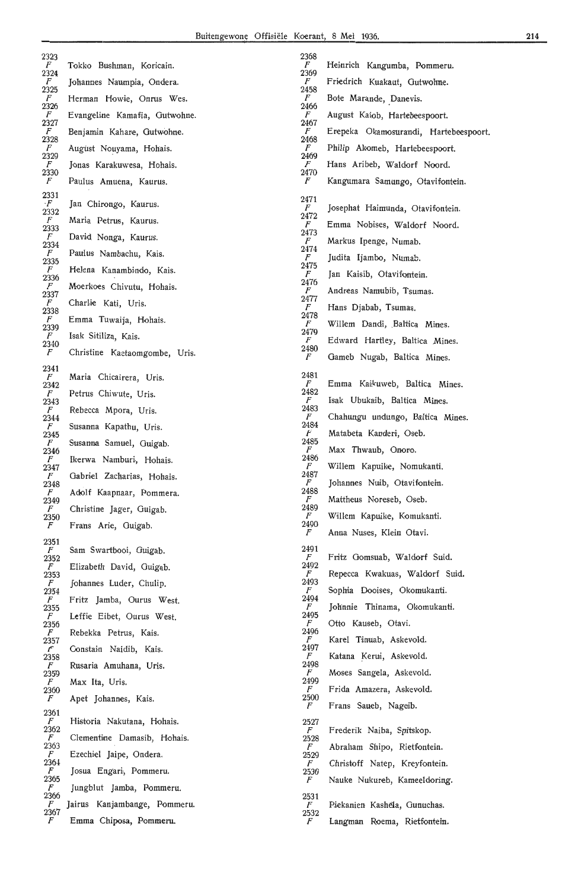2323
*F* Tokko Bushman, Koricain.
2324
*F* Johannes Naumpia, Ondera.
2325
*F* Herman Howie, Onrus Wes.
2326
*F* Evangeline Kamafia, Gutwohne.
2327
*F* Benjamin Kahare, Gutwohne.
2328
*F* August Nouyama, Hohais.
2329
*F* Jonas Karakuwesa, Hohais.
2330
*F* Paulus Amuena, Kaurus.

2331
*F* Jan Chirongo, Kaurus.
2332
*F* Maria Petrus, Kaurus.
2333
*F* David Nonga, Kaurus.
2334
*F* Paulus Nambachu, Kais.
2335
*F* Helena Kanambindo, Kais.
2336
*F* Moerkoes Chivutu, Hohais.
2337
*F* Charlie Kati, Uris.
2338
*F* Emma Tuwaija, Hohais.
2339
*F* Isak Sitiliza, Kais.
2340
*F* Christine Kaetaomgombe, Uris.

2341
*F* Maria Chicairera, Uris.
2342
*F* Petrus Chiwute, Uris.
2343
*F* Rebecca Mpora, Uris.
2344
*F* Susanna Kapathu, Uris.
2345
*F* Susanna Samuel, Guigab.
2346
*F* Ikerwa Namburi, Hohais.
2347
*F* Gabriel Zacharias, Hohais.
2348
*F* Adolf Kaapnaar, Pommera.
2349
*F* Christine Jager, Guigab.
2350
*F* Frans Arie, Guigab.

2351
*F* Sam Swartbooi, Guigab.
2352
*F* Elizabeth David, Guigab.
2353
*F* Johannes Luder, Chulip.
2354
*F* Fritz Jamba, Ourus West.
2355
*F* Leffie Eibet, Ourus West.
2356
*F* Rebekka Petrus, Kais.
2357
*F* Constain Naidib, Kais.
2358
*F* Rusaria Amuhana, Uris.
2359
*F* Max Ita, Uris.
2360
*F* Apet Johannes, Kais.

2361
*F* Historia Nakutana, Hohais.
2362
*F* Clementine Damasib, Hohais.
2363
*F* Ezechiel Jaipe, Ondera.
2364
*F* Josua Engari, Pommeru.
2365
*F* Jungblut Jamba, Pommeru.
2366
*F* Jairus Kanjambange, Pommeru.
2367
*F* Emma Chiposa, Pommeru.

2368
*F* Heinrich Kangumba, Pommeru.
2369
*F* Friedrich Kuakaut, Gutwohne.
2458
*F* Bote Marande, Danevis.
2466
*F* August Kaiob, Hartebeespoort.
2467
*F* Erepeka Okamosurandi, Hartebeespoort.
2468
*F* Philip Akomeb, Hartebeespoort.
2469
*F* Hans Aribeb, Waldorf Noord.
2470
*F* Kangumara Samungo, Otavifontein.

2471
*F* Josephat Haimunda, Otavifontein.
2472
*F* Emma Nobises, Waldorf Noord.
2473
*F* Markus Ipenge, Numab.
2474
*F* Judita Ijambo, Numab.
2475
*F* Jan Kaisib, Otavifontein.
2476
*F* Andreas Namubib, Tsumas.
2477
*F* Hans Djabab, Tsumas.
2478
*F* Willem Dandi, Baltica Mines.
2479
*F* Edward Hartley, Baltica Mines.
2480
*F* Gameb Nugab, Baltica Mines.

2481
*F* Emma Kaikuweb, Baltica Mines.
2482
*F* Isak Ubukaib, Baltica Mines.
2483
*F* Chahungu undungo, Baltica Mines.
2484
*F* Matabeta Kanderi, Oseb.
2485
*F* Max Thwaub, Onoro.
2486
*F* Willem Kapuike, Nomukanti.
2487
*F* Johannes Nuib, Otavifontein.
2488
*F* Mattheus Noreseb, Oseb.
2489
*F* Willem Kapuike, Komukanti.
2490
*F* Anna Nuses, Klein Otavi.

2491
*F* Fritz Gomsuab, Waldorf Suid.
2492
*F* Repecca Kwakuas, Waldorf Suid.
2493
*F* Sophia Dooises, Okomukanti.
2494
*F* Johnnie Thinama, Okomukanti.
2495
*F* Otto Kauseb, Otavi.
2496
*F* Karel Tinuab, Askevold.
2497
*F* Katana Kerui, Askevold.
2498
*F* Moses Sangela, Askevold.
2499
*F* Frida Amazera, Askevold.
2500
*F* Frans Saueb, Nageib.

2527
*F* Frederik Naiba, Spitskop.
2528
*F* Abraham Shipo, Rietfontein.
2529
*F* Christoff Natep, Kreyfontein.
2530
*F* Nauke Nukureb, Kameeldoring.

2531
*F* Piekanien Kashela, Gunuchas.
2532
*F* Langman Roema, Rietfontein.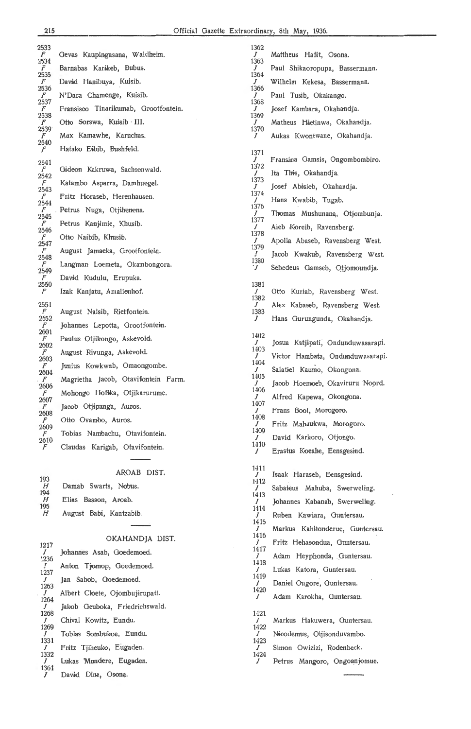2533
*F* Gevas Kaupingasana, Waldheim.
2534
*F* Barnabas Karikeb, Bubus.
2535
*F* David Hanibuya, Kuisib.
2536
*F* N'Dara Chamenge, Kuisib.
2537
*F* Fransisco Tinarikumab, Grootfontein.
2538
*F* Otto Sorswa, Kuisib · III.
2539
*F* Max Kamawhe, Karuchas.
2540
*F* Hatako Eibib, Bushfeld.

2541
*F* Gideon Kakruwa, Sachsenwald.
2542
*F* Katambo Asparra, Damhuegel.
2543
*F* Fritz Horaseb, Herenhausen.
2544
*F* Petrus Nuga, Otjihenena.
2545
*F* Petrus Kanjimie, Khusib.
2546
*F* Otto Naibib, Khusib.
2547
*F* August Jamaeka, Grootfontein.
2548
*F* Langman Loemeta, Okambongora.
2549
*F* David Kudulu, Erupuka.
2550
*F* Izak Kanjatu, Amalienhof.

2551
*F* August Naisib, Rietfontein.
2552
*F* Johannes Lepotta, Grootfontein.
2601
*F* Paulus Otjikongo, Askevold.
2602
*F* August Rivunga, Askevold.
2603
*F* Junius Kowkwab, Omaongombe.
2604
*F* Magrietha Jacob, Otavifontein Farm.
2606
*F* Mohongo Hofika, Otjikarurume.
2607
*F* Jacob Otjipanga, Auros.
2608
*F* Otto Ovambo, Auros.
2609
*F* Tobias Nambachu, Otavifontein.
2610
*F* Claudas Karigab, Otavifontein.

## AROAB DIST.

193
*H* Damab Swarts, Nobus.
194
*H* Elias Basson, Aroab.
195
*H* August Babi, Kantzabib.

## OKAHANDJA DIST.

1217
*J* Johannes Asab, Goedemoed.
1236
*J* Anton Tjomop, Goedemoed.
1237
*J* Jan Sabob, Goedemoed.
1263
*J* Albert Cloete, Ojombujirupati.
1264
*J* Jakob Geuboka, Friedrichswald.
1268
*J* Chival Kowitz, Eundu.
1269
*J* Tobias Sombukoe, Eundu.
1331
*J* Fritz Tjiheuko, Eugaden.
1332
*J* Lukas Mundere, Eugaden.
1361
*J* David Dina, Osona.
1362
*J* Mattheus Hafit, Osona.
1363
*J* Paul Shikaoropupa, Bassermann.
1364
*J* Wilhelm Kekesa, Bassermann.
1366
*J* Paul Tusib, Okakango.
1368
*J* Josef Kambara, Okahandja.
1369
*J* Matheus Hietinwa, Okahandja.
1370
*J* Aukas Kwontwane, Okahandja.

1371
*J* Fransina Gamsis, Ongombombiro.
1372
*J* Ita This, Okahandja.
1373
*J* Josef Abisieb, Okahandja.
1374
*J* Hans Kwabib, Tugab.
1376
*J* Thomas Mushunana, Otjombunja.
1377
*J* Aieb Koreib, Ravensberg.
1378
*J* Apolla Abaseb, Ravensberg West.
1379
*J* Jacob Kwakub, Ravensberg West.
1380
*J* Sebedeus Gamseb, Otjomoundja.

1381
*J* Otto Kuriab, Ravensberg West.
1382
*J* Alex Kabaseb, Ravensberg West.
1383
*J* Hans Gurungunda, Okahandja.

1402
*J* Josua Katjipati, Ondunduwasarapi.
1403
*J* Victor Hambata, Ondunduwasarapi.
1404
*J* Salatiel Kaumo, Okongona.
1405
*J* Jacob Hoemoeb, Okaviruru Noord.
1406
*J* Alfred Kapewa, Okongona.
1407
*J* Frans Booi, Morogoro.
1408
*J* Fritz Mahaukwa, Morogoro.
1409
*J* David Karkoro, Otjongo.
1410
*J* Erastus Koeahe, Eensgesind.

1411
*J* Isaak Haraseb, Eensgesind.
1412
*J* Sabateus Mahuba, Swerweling.
1413
*J* Johannes Kabanab, Swerweling.
1414
*J* Ruben Kawiara, Guntersau.
1415
*J* Markus Kahitonderue, Guntersau.
1416
*J* Fritz Hehasondua, Guntersau.
1417
*J* Adam Heyphonda, Guntersau.
1418
*J* Lukas Katora, Guntersau.
1419
*J* Daniel Ougore, Guntersau.
1420
*J* Adam Karokha, Guntersau.

1421
*J* Markus Hakuwera, Guntersau.
1422
*J* Nicodemus, Otjisonduvambo.
1423
*J* Simon Owizizi, Rodenbeck.
1424
*J* Petrus Mangoro, Ongoanjomue.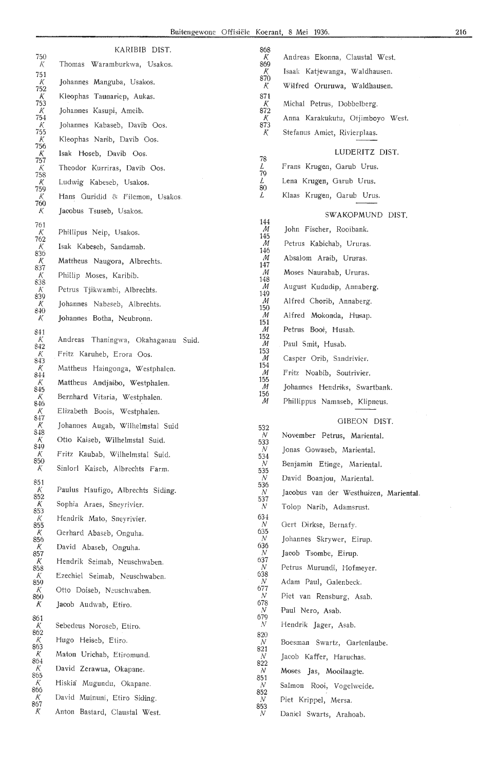## KARIBIB DIST.

750 K Thomas Waramburkwa, Usakos.
751 K Johannes Manguba, Usakos.
752 K Kleophas Taunariep, Aukas.
753 K Johannes Kasupi, Ameib.
754 K Johannes Kabaseb, Davib Oos.
755 K Kleophas Narib, Davib Oos.
756 K Isak Hoseb, Davib Oos.
757 K Theodor Kurriras, Davib Oos.
758 K Ludwig Kabeseb, Usakos.
759 K Hans Guridid & Filemon, Usakos.
760 K Jacobus Tsuseb, Usakos.

761 K Phillipus Neip, Usakos.
762 K Isak Kabeseb, Sandamab.
836 K Mattheus Naugora, Albrechts.
837 K Phillip Moses, Karibib.
838 K Petrus Tjikwambi, Albrechts.
839 K Johannes Nabeseb, Albrechts.
840 K Johannes Botha, Neubronn.

841 K Andreas Thaningwa, Okahaganau Suid.
842 K Fritz Karuheb, Erora Oos.
843 K Mattheus Haingonga, Westphalen.
844 K Mattheus Andjaibo, Westphalen.
845 K Bernhard Vitaria, Westphalen.
846 K Elizabeth Boois, Westphalen.
847 K Johannes Augab, Wilhelmstal Suid
848 K Otto Kaiseb, Wilhelmstal Suid.
849 K Fritz Kaubab, Wilhelmstal Suid.
850 K Sinlorl Kaiseb, Albrechts Farm.

851 K Paulus Haufigo, Albrechts Siding.
852 K Sophia Araes, Sneyrivier.
853 K Hendrik Mato, Sneyrivier.
855 K Gerhard Abaseb, Onguha.
856 K David Abaseb, Onguha.
857 K Hendrik Seimab, Neuschwaben.
858 K Ezechiel Seimab, Neuschwaben.
859 K Otto Doiseb, Neuschwaben.
860 K Jacob Audwab, Etiro.

861 K Sebedeus Noroseb, Etiro.
862 K Hugo Heiseb, Etiro.
863 K Maton Urichab, Etiromund.
864 K David Zerawua, Okapane.
865 K Hiskia Mugundu, Okapane.
866 K David Muinuni, Etiro Siding.
867 K Anton Bastard, Claustal West.
868 K Andreas Ekonna, Claustal West.
869 K Isaak Katjewanga, Waldhausen.
870 K Wilfred Oruruwa, Waldhausen.
871 K Michal Petrus, Dobbelberg.
872 K Anna Karakukutu, Otjimboyo West.
873 K Stefanus Amiet, Rivierplaas.

## LUDERITZ DIST.

78 L Frans Krugen, Garub Urus.
79 L Lena Krugen, Garub Urus.
80 L Klaas Krugen, Garub Urus.

## SWAKOPMUND DIST.

144 M John Fischer, Rooibank.
145 M Petrus Kabichab, Ururas.
146 M Absalom Araib, Ururas.
147 M Moses Naurabab, Ururas.
148 M August Kududip, Annaberg.
149 M Alfred Chorib, Annaberg.
150 M Alfred Mokonda, Husap.
151 M Petrus Booi, Husab.
152 M Paul Smit, Husab.
153 M Casper Orib, Sandrivier.
154 M Fritz Noabib, Soutrivier.
155 M Johannes Hendriks, Swartbank.
156 M Phillippus Namaseb, Klipneus.

## GIBEON DIST.

532 N November Petrus, Mariental.
533 N Jonas Gowaseb, Mariental.
534 N Benjamin Etinge, Mariental.
535 N David Boanjou, Mariental.
536 N Jacobus van der Westhuizen, Mariental.
537 N Tolop Narib, Adamsrust.
634 N Gert Dirkse, Bernafy.
635 N Johannes Skrywer, Eirup.
636 N Jacob Tsombe, Eirup.
637 N Petrus Murundi, Hofmeyer.
638 N Adam Paul, Galenbeck.
677 N Piet van Rensburg, Asab.
678 N Paul Nero, Asab.
679 N Hendrik Jager, Asab.
820 N Boesman Swartz, Gartenlaube.
821 N Jacob Kaffer, Haruchas.
822 N Moses Jas, Mooilaagte.
851 N Salmon Rooi, Vogelweide.
852 N Piet Krippel, Mersa.
853 N Daniel Swarts, Arahoab.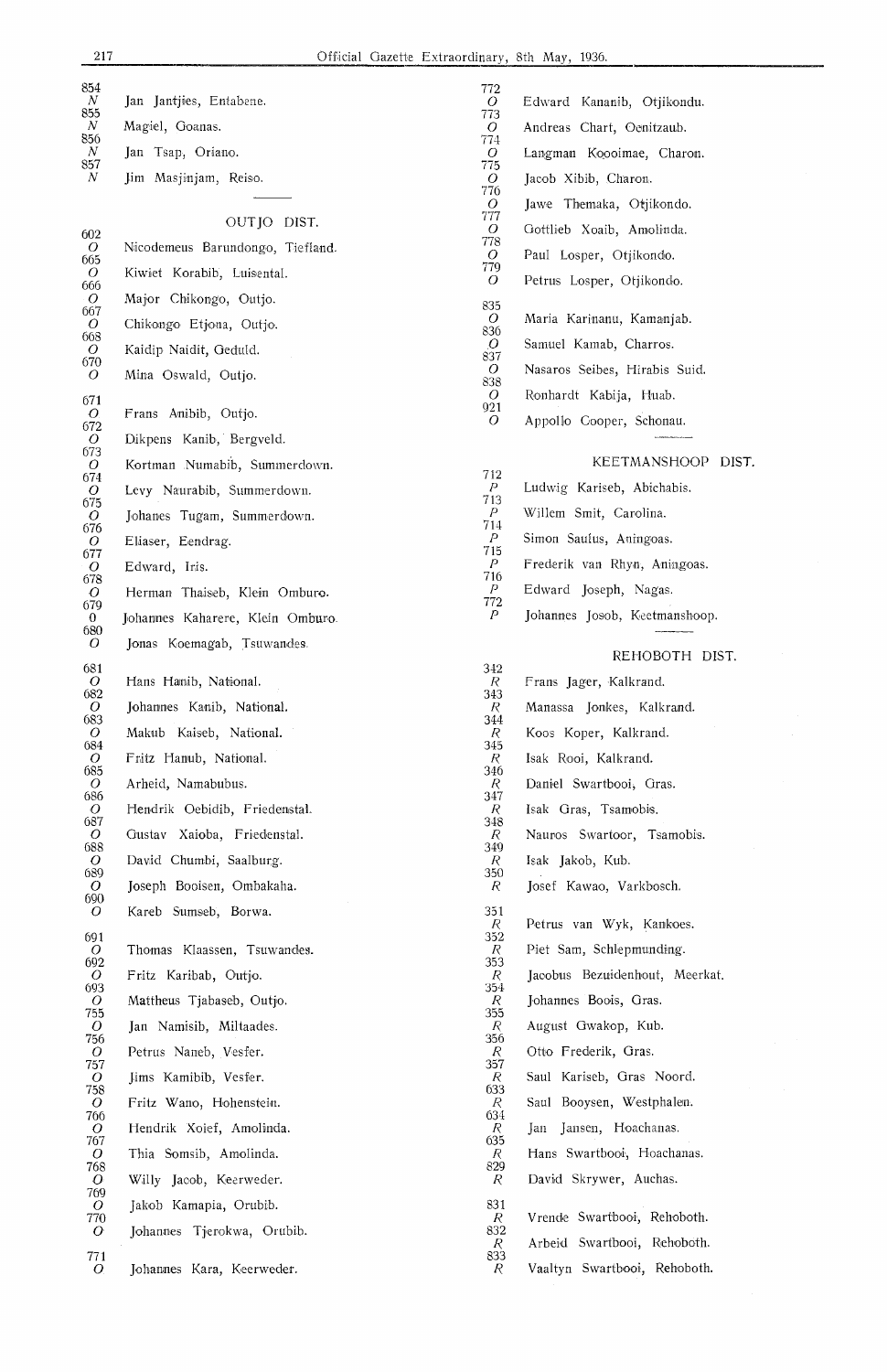854
*N* Jan Jantjies, Entabene.
855
*N* Magiel, Goanas.
856
*N* Jan Tsap, Oriano.
857
*N* Jim Masjinjam, Reiso.

---

## OUTJO DIST.

602
*O* Nicodemeus Barundongo, Tiefland.
665
*O* Kiwiet Korabib, Luisental.
666
*O* Major Chikongo, Outjo.
667
*O* Chikongo Etjona, Outjo.
668
*O* Kaidip Naidit, Geduld.
670
*O* Mina Oswald, Outjo.

671
*O* Frans Anibib, Outjo.
672
*O* Dikpens Kanib, Bergveld.
673
*O* Kortman Numabib, Summerdown.
674
*O* Levy Naurabib, Summerdown.
675
*O* Johanes Tugam, Summerdown.
676
*O* Eliaser, Eendrag.
677
*O* Edward, Iris.
678
*O* Herman Thaiseb, Klein Omburo.
679
0 Johannes Kaharere, Klein Omburo.
680
*O* Jonas Koemagab, Tsuwandes.

681
*O* Hans Hamib, National.
682
*O* Johannes Kanib, National.
683
*O* Makub Kaiseb, National.
684
*O* Fritz Hanub, National.
685
*O* Arheid, Namabubus.
686
*O* Hendrik Oebidib, Friedenstal.
687
*O* Gustav Xaioba, Friedenstal.
688
*O* David Chumbi, Saalburg.
689
*O* Joseph Booisen, Ombakaha.
690
*O* Kareb Sumseb, Borwa.

691
*O* Thomas Klaassen, Tsuwandes.
692
*O* Fritz Karibab, Outjo.
693
*O* Mattheus Tjabaseb, Outjo.
755
*O* Jan Namisib, Miltaades.
756
*O* Petrus Naneb, Vesfer.
757
*O* Jims Kamibib, Vesfer.
758
*O* Fritz Wano, Hohenstein.
766
*O* Hendrik Xoief, Amolinda.
767
*O* Thia Somsib, Amolinda.
768
*O* Willy Jacob, Keerweder.
769
*O* Jakob Kamapia, Orubib.
770
*O* Johannes Tjerokwa, Orubib.

771
*O* Johannes Kara, Keerweder.
772
*O* Edward Kananib, Otjikondu.
773
*O* Andreas Chart, Oenitzaub.
774
*O* Langman Kooimae, Charon.
775
*O* Jacob Xibib, Charon.
776
*O* Jawe Themaka, Otjikondo.
777
*O* Gottlieb Xoaib, Amolinda.
778
*O* Paul Losper, Otjikondo.
779
*O* Petrus Losper, Otjikondo.

835
*O* Maria Karinanu, Kamanjab.
836
*O* Samuel Kamab, Charros.
837
*O* Nasaros Seibes, Hirabis Suid.
838
*O* Ronhardt Kabija, Huab.
921
*O* Appollo Cooper, Schonau.

---

## KEETMANSHOOP DIST.

712
*P* Ludwig Kariseb, Abichabis.
713
*P* Willem Smit, Carolina.
714
*P* Simon Saulus, Aningoas.
715
*P* Frederik van Rhyn, Aningoas.
716
*P* Edward Joseph, Nagas.
772
*P* Johannes Josob, Keetmanshoop.

---

## REHOBOTH DIST.

342
*R* Frans Jager, Kalkrand.
343
*R* Manassa Jonkes, Kalkrand.
344
*R* Koos Koper, Kalkrand.
345
*R* Isak Rooi, Kalkrand.
346
*R* Daniel Swartbooi, Gras.
347
*R* Isak Gras, Tsamobis.
348
*R* Nauros Swartoor, Tsamobis.
349
*R* Isak Jakob, Kub.
350
*R* Josef Kawao, Varkbosch.

351
*R* Petrus van Wyk, Kankoes.
352
*R* Piet Sam, Schlepmunding.
353
*R* Jacobus Bezuidenhout, Meerkat.
354
*R* Johannes Boois, Gras.
355
*R* August Gwakop, Kub.
356
*R* Otto Frederik, Gras.
357
*R* Saul Kariseb, Gras Noord.
633
*R* Saul Booysen, Westphalen.
634
*R* Jan Jansen, Hoachanas.
635
*R* Hans Swartbooi, Hoachanas.
829
*R* David Skrywer, Auchas.

831
*R* Vrende Swartbooi, Rehoboth.
832
*R* Arbeid Swartbooi, Rehoboth.
833
*R* Vaaltyn Swartbooi, Rehoboth.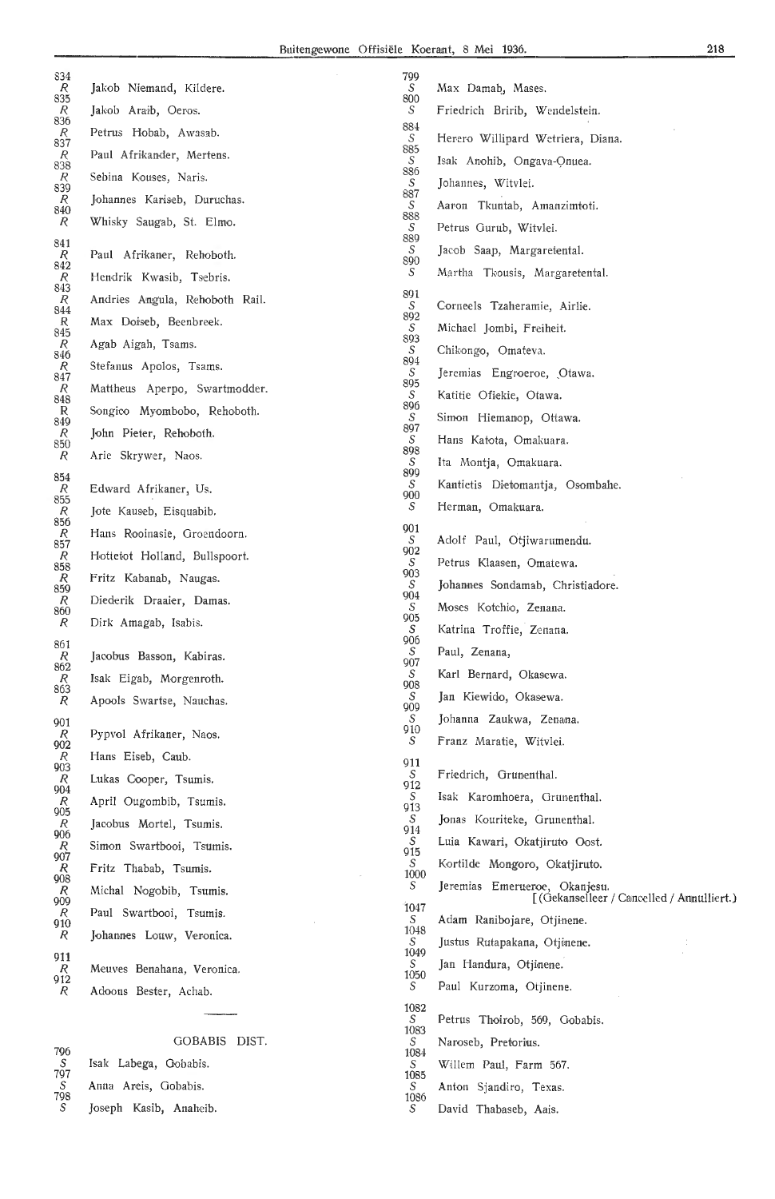834
*R* Jakob Niemand, Kildere.
835
*R* Jakob Araib, Oeros.
836
*R* Petrus Hobab, Awasab.
837
*R* Paul Afrikander, Mertens.
838
*R* Sebina Kouses, Naris.
839
*R* Johannes Kariseb, Duruchas.
840
*R* Whisky Saugab, St. Elmo.

841
*R* Paul Afrikaner, Rehoboth.
842
*R* Hendrik Kwasib, Tsebris.
843
*R* Andries Angula, Rehoboth Rail.
844
R Max Doiseb, Beenbreek.
845
*R* Agab Aigah, Tsams.
846
*R* Stefanus Apolos, Tsams.
847
*R* Mattheus Aperpo, Swartmodder.
848
R Songico Myombobo, Rehoboth.
849
*R* John Pieter, Rehoboth.
850
*R* Arie Skrywer, Naos.

854
*R* Edward Afrikaner, Us.
855
*R* Jote Kauseb, Eisquabib.
856
*R* Hans Rooinasie, Groendoorn.
857
*R* Hottetot Holland, Bullspoort.
858
*R* Fritz Kabanab, Naugas.
859
*R* Diederik Draaier, Damas.
860
*R* Dirk Amagab, Isabis.

861
*R* Jacobus Basson, Kabiras.
862
*R* Isak Eigab, Morgenroth.
863
*R* Apools Swartse, Nauchas.

901
*R* Pypvol Afrikaner, Naos.
902
*R* Hans Eiseb, Caub.
903
*R* Lukas Cooper, Tsumis.
904
*R* April Ougombib, Tsumis.
905
*R* Jacobus Mortel, Tsumis.
906
*R* Simon Swartbooi, Tsumis.
907
*R* Fritz Thabab, Tsumis.
908
*R* Michal Nogobib, Tsumis.
909
*R* Paul Swartbooi, Tsumis.
910
*R* Johannes Louw, Veronica.

911
*R* Meuves Benahana, Veronica.
912
*R* Adoons Bester, Achab.

GOBABIS DIST.

796
*S* Isak Labega, Gobabis.
797
*S* Anna Areis, Gobabis.
798
*S* Joseph Kasib, Anaheib.
799
*S* Max Damab, Mases.
800
*S* Friedrich Bririb, Wendelstein.

884
*S* Herero Willipard Wetriera, Diana.
885
*S* Isak Anohib, Ongava-Onuea.
886
*S* Johannes, Witvlei.
887
*S* Aaron Tkuntab, Amanzimtoti.
888
*S* Petrus Gurub, Witvlei.
889
*S* Jacob Saap, Margaretental.
890
*S* Martha Tkousis, Margaretental.

891
*S* Corneels Tzaheramie, Airlie.
892
*S* Michael Jombi, Freiheit.
893
*S* Chikongo, Omateva.
894
*S* Jeremias Engroeroe, Otawa.
895
*S* Katitie Ofiekie, Otawa.
896
*S* Simon Hiemanop, Ottawa.
897
*S* Hans Katota, Omakuara.
898
*S* Ita Montja, Omakuara.
899
*S* Kantietis Dietomantja, Osombahe.
900
*S* Herman, Omakuara.

901
*S* Adolf Paul, Otjiwarumendu.
902
*S* Petrus Klaasen, Omatewa.
903
*S* Johannes Sondamab, Christiadore.
904
*S* Moses Kotchio, Zenana.
905
*S* Katrina Troffie, Zenana.
906
*S* Paul, Zenana,
907
*S* Karl Bernard, Okasewa.
908
*S* Jan Kiewido, Okasewa.
909
*S* Johanna Zaukwa, Zenana.
910
*S* Franz Maratie, Witvlei.

911
*S* Friedrich, Grunenthal.
912
*S* Isak Karomhoera, Grunenthal.
913
*S* Jonas Kouriteke, Grunenthal.
914
*S* Luia Kawari, Okatjiruto Oost.
915
*S* Kortilde Mongoro, Okatjiruto.
1000
*S* Jeremias Emerueroe, Okanjesu.
[(Gekanselleer / Cancelled / Annulliert.)

1047
*S* Adam Ranibojare, Otjinene.
1048
*S* Justus Rutapakana, Otjinene.
1049
*S* Jan Handura, Otjinene.
1050
*S* Paul Kurzoma, Otjinene.

1082
*S* Petrus Thoirob, 569, Gobabis.
1083
*S* Naroseb, Pretorius.
1084
*S* Willem Paul, Farm 567.
1085
*S* Anton Sjandiro, Texas.
1086
*S* David Thabaseb, Aais.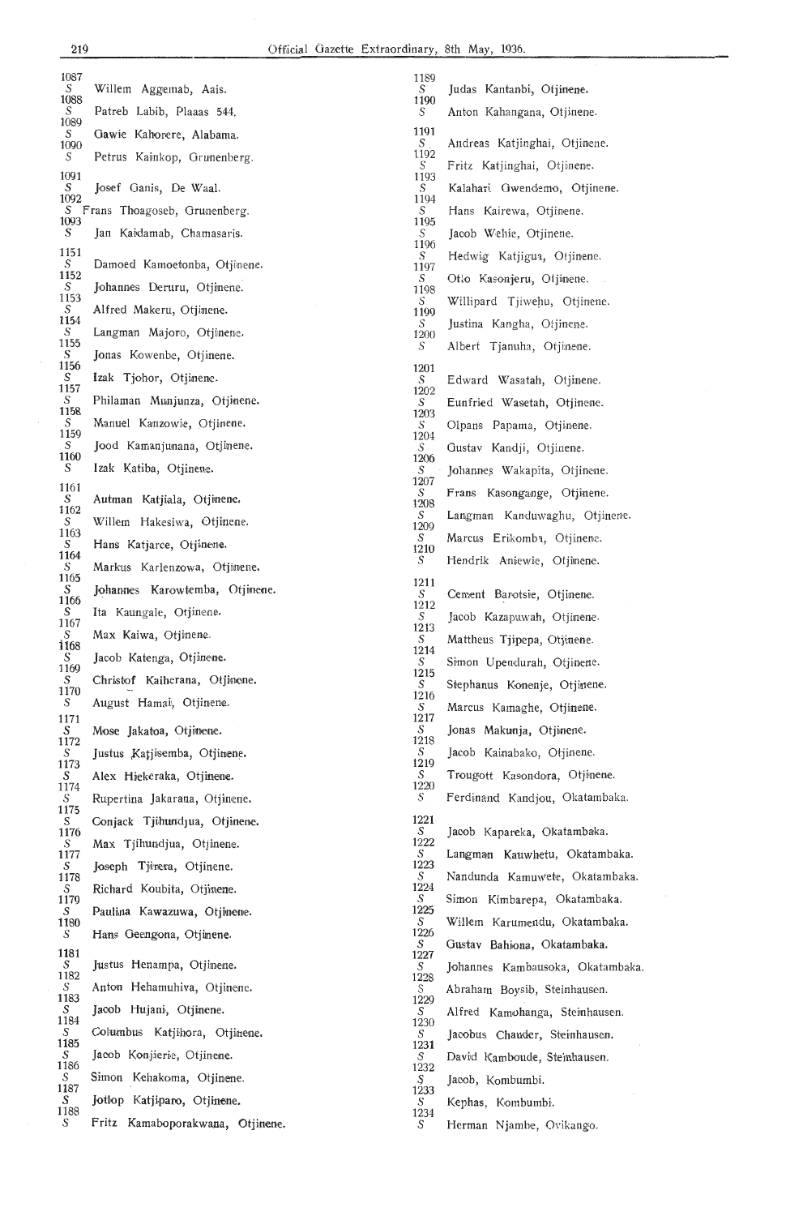1087
*S* Willem Aggemab, Aais.
1088
*S* Patreb Labib, Plaaas 544.
1089
*S* Gawie Kahorere, Alabama.
1090
*S* Petrus Kainkop, Grunenberg.
1091
*S* Josef Ganis, De Waal.
1092
*S* Frans Thoagoseb, Grunenberg.
1093
*S* Jan Kaidamab, Chamasaris.
1151
*S* Damoed Kamoetonba, Otjinene.
1152
*S* Johannes Deruru, Otjinene.
1153
*S* Alfred Makeru, Otjinene.
1154
*S* Langman Majoro, Otjinene.
1155
*S* Jonas Kowenbe, Otjinene.
1156
*S* Izak Tjohor, Otjinene.
1157
*S* Philaman Munjunza, Otjinene.
1158
*S* Manuel Kanzowie, Otjinene.
1159
*S* Jood Kamanjunana, Otjinene.
1160
*S* Izak Katiba, Otjinene.
1161
*S* Autman Katjiala, Otjinene.
1162
*S* Willem Hakesiwa, Otjinene.
1163
*S* Hans Katjarce, Otjinene.
1164
*S* Markus Karlenzowa, Otjinene.
1165
*S* Johannes Karowtemba, Otjinene.
1166
*S* Ita Kaungale, Otjinene.
1167
*S* Max Kaiwa, Otjinene.
1168
*S* Jacob Katenga, Otjinene.
1169
*S* Christof Kaiherana, Otjinene.
1170
*S* August Hamai, Otjinene.
1171
*S* Mose Jakatoa, Otjinene.
1172
*S* Justus Katjisemba, Otjinene.
1173
*S* Alex Hiekeraka, Otjinene.
1174
*S* Rupertina Jakarana, Otjinene.
1175
*S* Conjack Tjihundjua, Otjinene.
1176
*S* Max Tjihundjua, Otjinene.
1177
*S* Joseph Tjirera, Otjinene.
1178
*S* Richard Koubita, Otjinene.
1179
*S* Paulina Kawazuwa, Otjinene.
1180
*S* Hans Geengona, Otjinene.
1181
*S* Justus Henampa, Otjinene.
1182
*S* Anton Hehamuhiva, Otjinene.
1183
*S* Jacob Hujani, Otjinene.
1184
*S* Columbus Katjihora, Otjinene.
1185
*S* Jacob Konjierie, Otjinene.
1186
*S* Simon Kehakoma, Otjinene.
1187
*S* Jotlop Katjiparo, Otjinene.
1188
*S* Fritz Kamaboporakwana, Otjinene.
1189
*S* Judas Kantanbi, Otjinene.
1190
*S* Anton Kahangana, Otjinene.
1191
*S* Andreas Katjinghai, Otjinene.
1192
*S* Fritz Katjinghai, Otjinene.
1193
*S* Kalahari Gwendemo, Otjinene.
1194
*S* Hans Kairewa, Otjinene.
1195
*S* Jacob Wehie, Otjinene.
1196
*S* Hedwig Katjigua, Otjinene.
1197
*S* Otto Kasonjeru, Otjinene.
1198
*S* Willipard Tjiwehu, Otjinene.
1199
*S* Justina Kangha, Otjinene.
1200
*S* Albert Tjanuha, Otjinene.
1201
*S* Edward Wasatah, Otjinene.
1202
*S* Eunfried Wasetah, Otjinene.
1203
*S* Olpans Papama, Otjinene.
1204
*S* Gustav Kandji, Otjinene.
1206
*S* Johannes Wakapita, Otjinene.
1207
*S* Frans Kasongange, Otjinene.
1208
*S* Langman Kanduwaghu, Otjinene.
1209
*S* Marcus Erikomba, Otjinene.
1210
*S* Hendrik Aniewie, Otjinene.
1211
*S* Cement Barotsie, Otjinene.
1212
*S* Jacob Kazapuwah, Otjinene.
1213
*S* Mattheus Tjipepa, Otjinene.
1214
*S* Simon Upendurah, Otjinene.
1215
*S* Stephanus Konenje, Otjinene.
1216
*S* Marcus Kamaghe, Otjinene.
1217
*S* Jonas Makunja, Otjinene.
1218
*S* Jacob Kainabako, Otjinene.
1219
*S* Trougott Kasondora, Otjinene.
1220
*S* Ferdinand Kandjou, Okatambaka.
1221
*S* Jacob Kapareka, Okatambaka.
1222
*S* Langman Kauwhetu, Okatambaka.
1223
*S* Nandunda Kamuwete, Okatambaka.
1224
*S* Simon Kimbarepa, Okatambaka.
1225
*S* Willem Karumendu, Okatambaka.
1226
*S* Gustav Bahiona, Okatambaka.
1227
*S* Johannes Kambausoka, Okatambaka.
1228
*S* Abraham Boysib, Steinhausen.
1229
*S* Alfred Kamohanga, Steinhausen.
1230
*S* Jacobus Chauder, Steinhausen.
1231
*S* David Kamboude, Steinhausen.
1232
*S* Jacob, Kombumbi.
1233
*S* Kephas, Kombumbi.
1234
*S* Herman Njambe, Ovikango.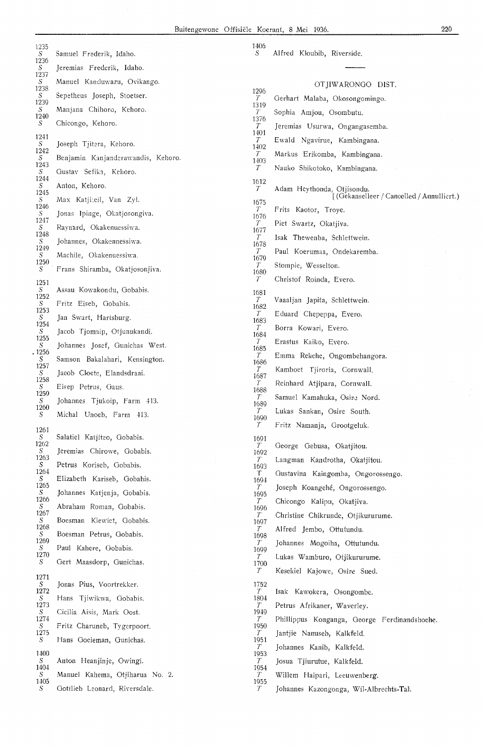1235
S Samuel Frederik, Idaho.
1236
S Jeremias Frederik, Idaho.
1237
S Manuel Kanduwazu, Ovikango.
1238
S Sepetheus Joseph, Stoetser.
1239
S Manjana Chihoro, Kehoro.
1240
S Chicongo, Kehoro.

1241
S Joseph Tjitera, Kehoro.
1242
S Benjamin Kanjanderawandis, Kehoro.
1243
S Gustav Sefika, Kehoro.
1244
S Anton, Kehoro.
1245
S Max Katjiteil, Van Zyl.
1246
S Jonas Ipinge, Okatjosongiva.
1247
S Raynard, Okakenuessiwa.
1248
S Johannes, Okakennessiwa.
1249
S Machile, Okakenuessiwa.
1250
S Frans Shiramba, Okatjosonjiva.

1251
S Assau Kowakondu, Gobabis.
1252
S Fritz Eiseb, Gobabis.
1253
S Jan Swart, Hartsburg.
1254
S Jacob Tjomaip, Otjunukandi.
1255
S Johannes Josef, Gunichas West.
1256
S Samson Bakalahari, Kensington.
1257
S Jacob Cloete, Elandsdraai.
1258
S Eisep Petrus, Gaus.
1259
S Johannes Tjukoip, Farm 413.
1260
S Michal Unoeb, Farm 413.

1261
S Salatiel Katjiteo, Gobabis.
1262
S Jeremias Chirowe, Gobabis.
1263
S Petrus Koriseb, Gobabis.
1264
S Elizabeth Kariseb, Gobabis.
1265
S Johannes Katjenja, Gobabis.
1266
S Abraham Roman, Gobabis.
1267
S Boesman Kiewiet, Gobabis.
1268
S Boesman Petrus, Gobabis.
1269
S Paul Kahere, Gobabis.
1270
S Gert Maasdorp, Gunichas.

1271
S Jonas Pius, Voortrekker.
1272
S Hans Tjiwikwa, Gobabis.
1273
S Cicilia Aisis, Mark Oost.
1274
S Fritz Charuneb, Tygerpoort.
1275
S Hans Goeieman, Gunichas.

1400
S Anton Heanjinje, Owingi.
1404
S Manuel Kahema, Otjiharua No. 2.
1405
S Gottlieb Leonard, Riversdale.

1406
S Alfred Kloubib, Riverside.

---

## OTJIWARONGO DIST.

1296
T Gerhart Malaba, Okosongomingo.
1319
T Sophia Amjou, Osombutu.
1376
T Jeremias Usurwa, Ongangasemba.
1401
T Ewald Ngavirue, Kambingana.
1402
T Markus Erikomba, Kambingana.
1403
T Nauko Shikotoko, Kambingana.

1612
T Adam Heythonda, Otjisondu.
[ (Gekanselleer / Cancelled / Annulliert.)
1675
T Frits Kaotor, Troye.
1676
T Piet Swartz, Okatjiva.
1677
T Isak Thewenba, Schlettwein.
1678
T Paul Koerumaa, Ondekaremba.
1679
T Stompie, Wesselton.
1680
T Christof Roinda, Evero.

1681
T Vaaljan Japita, Schlettwein.
1682
T Eduard Chepeppa, Evero.
1683
T Borra Kowari, Evero.
1684
T Erastus Kaiko, Evero.
1685
T Emma Rekehe, Ongombehangora.
1686
T Kamboet Tjiroria, Cornwall.
1687
T Reinhard Atjipara, Cornwall.
1688
T Samuel Kamahuka, Osire Nord.
1689
T Lukas Sankan, Osire South.
1690
T Fritz Namanja, Grootgeluk.

1691
T George Gebusa, Okatjitou.
1692
T Langman Kandrotha, Okatjitou.
1693
T Gustavina Kaingomba, Ongorossengo.
1694
T Joseph Koangehé, Ongorossengo.
1695
T Chicongo Kalipu, Okatjiva.
1696
T Christine Chikrunde, Otjikururume.
1697
T Alfred Jembo, Ottutundu.
1698
T Johannes Mogoiha, Ottutundu.
1699
T Lukas Wamburo, Otjikururume.
1700
T Kesekiel Kajowe, Osire Sued.

1752
T Isak Kawokera, Osongombe.
1804
T Petrus Afrikaner, Waverley.
1949
T Phillippus Konganga, George Ferdinandshoehe.
1950
T Jantjie Nanuseb, Kalkfeld.
1951
T Johannes Kanib, Kalkfeld.
1953
T Josua Tjiurutue, Kalkfeld.
1954
T Willem Haipari, Leeuwenberg.
1955
T Johannes Kazongonga, Wil-Albrechts-Tal.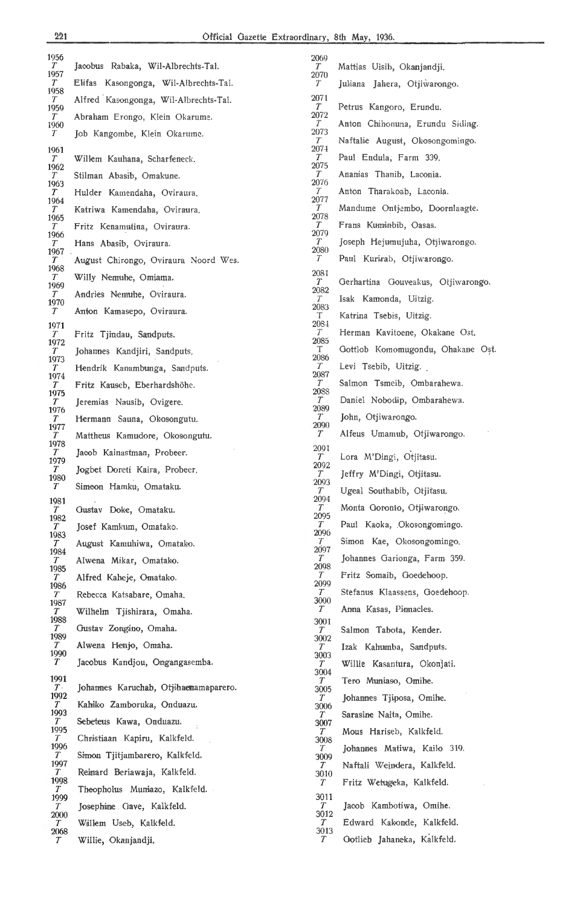1956
T Jacobus Rabaka, Wil-Albrechts-Tal.

1957
T Elifas Kasongonga, Wil-Albrechts-Tal.

1958
T Alfred Kasongonga, Wil-Albrechts-Tal.

1959
T Abraham Erongo, Klein Okarume.

1960
T Job Kangombe, Klein Okarume.

1961
T Willem Kauhana, Scharfeneck.

1962
T Stilman Abasib, Omakune.

1963
T Hulder Kamendaha, Oviraura.

1964
T Katriwa Kamendaha, Oviraura.

1965
T Fritz Kenamutina, Oviraura.

1966
T Hans Abasib, Oviraura.

1967
T August Chirongo, Oviraura Noord Wes.

1968
T Willy Nemuhe, Omiama.

1969
T Andries Nemuhe, Oviraura.

1970
T Anton Kamasepo, Oviraura.

1971
T Fritz Tjindau, Sandputs.

1972
T Johannes Kandjiri, Sandputs.

1973
T Hendrik Kanambunga, Sandputs.

1974
T Fritz Kauseb, Eberhardshöhe.

1975
T Jeremias Nausib, Ovigere.

1976
T Hermann Sauna, Okosongutu.

1977
T Mattheus Kamudore, Okosongutu.

1978
T Jacob Kainastman, Probeer.

1979
T Jogbet Doreti Kaira, Probeer.

1980
T Simeon Hamku, Omataku.

1981
T Gustav Doke, Omataku.

1982
T Josef Kamkum, Omatako.

1983
T August Kamuhiwa, Omatako.

1984
T Alwena Mikar, Omatako.

1985
T Alfred Kaheje, Omatako.

1986
T Rebecca Katsabare, Omaha.

1987
T Wilhelm Tjishirara, Omaha.

1988
T Gustav Zongino, Omaha.

1989
T Alwena Henjo, Omaha.

1990
T Jacobus Kandjou, Ongangasemba.

1991
T Johannes Karuchab, Otjihaenamaparero.

1992
T Kahiko Zamboruka, Onduazu.

1993
T Sebeteus Kawa, Onduazu.

1995
T Christiaan Kapiru, Kalkfeld.

1996
T Simon Tjitjambarero, Kalkfeld.

1997
T Reinard Beriawaja, Kalkfeld.

1998
T Theopholus Muniazo, Kalkfeld.

1999
T Josephine Gave, Kalkfeld.

2000
T Willem Useb, Kalkfeld.

2068
T Willie, Okanjandji.

2069
T Mattias Uisib, Okanjandji.

2070
T Juliana Jahera, Otjiwarongo.

2071
T Petrus Kangoro, Erundu.

2072
T Anton Chihonuna, Erundu Siding.

2073
T Naftalie August, Okosongomingo.

2074
T Paul Endula, Farm 339.

2075
T Ananias Thanib, Laconia.

2076
T Anton Tharakoab, Laconia.

2077
T Mandume Ontjembo, Doornlaagte.

2078
T Frans Kuminbib, Oasas.

2079
T Joseph Hejumujuha, Otjiwarongo.

2080
T Paul Kurirab, Otjiwarongo.

2081
T Gerhartina Gouveakus, Otjiwarongo.

2082
T Isak Kamonda, Uitzig.

2083
T Katrina Tsebis, Uitzig.

2084
T Herman Kavitoene, Okakane Ost.

2085
T Gottlob Komomugondu, Ohakane Ost.

2086
T Levi Tsebib, Uitzig.

2087
T Salmon Tsmeib, Ombarahewa.

2088
T Daniel Nobodip, Ombarahewa.

2089
T John, Otjiwarongo.

2090
T Alfeus Umamub, Otjiwarongo.

2091
T Lora M'Dingi, Otjitasu.

2092
T Jeffry M'Dingi, Otjitasu.

2093
T Ugeal Southabib, Otjitasu.

2094
T Monta Goronto, Otjiwarongo.

2095
T Paul Kaoka, Okosongomingo.

2096
T Simon Kae, Okosongomingo.

2097
T Johannes Garionga, Farm 359.

2098
T Fritz Somaib, Goedehoop.

2099
T Stefanus Klaassens, Goedehoop.

3000
T Anna Kasas, Pinnacles.

3001
T Salmon Tabota, Kender.

3002
T Izak Kahumba, Sandputs.

3003
T Willie Kasantura, Okonjati.

3004
T Tero Muniaso, Omihe.

3005
T Johannes Tjiposa, Omihe.

3006
T Sarasine Naita, Omihe.

3007
T Mous Hariseb, Kalkfeld.

3008
T Johannes Matiwa, Kailo 319.

3009
T Naftali Weindera, Kalkfeld.

3010
T Fritz Wetugeka, Kalkfeld.

3011
T Jacob Kambotiwa, Omihe.

3012
T Edward Kakonde, Kalkfeld.

3013
T Gotlieb Jahaneka, Kalkfeld.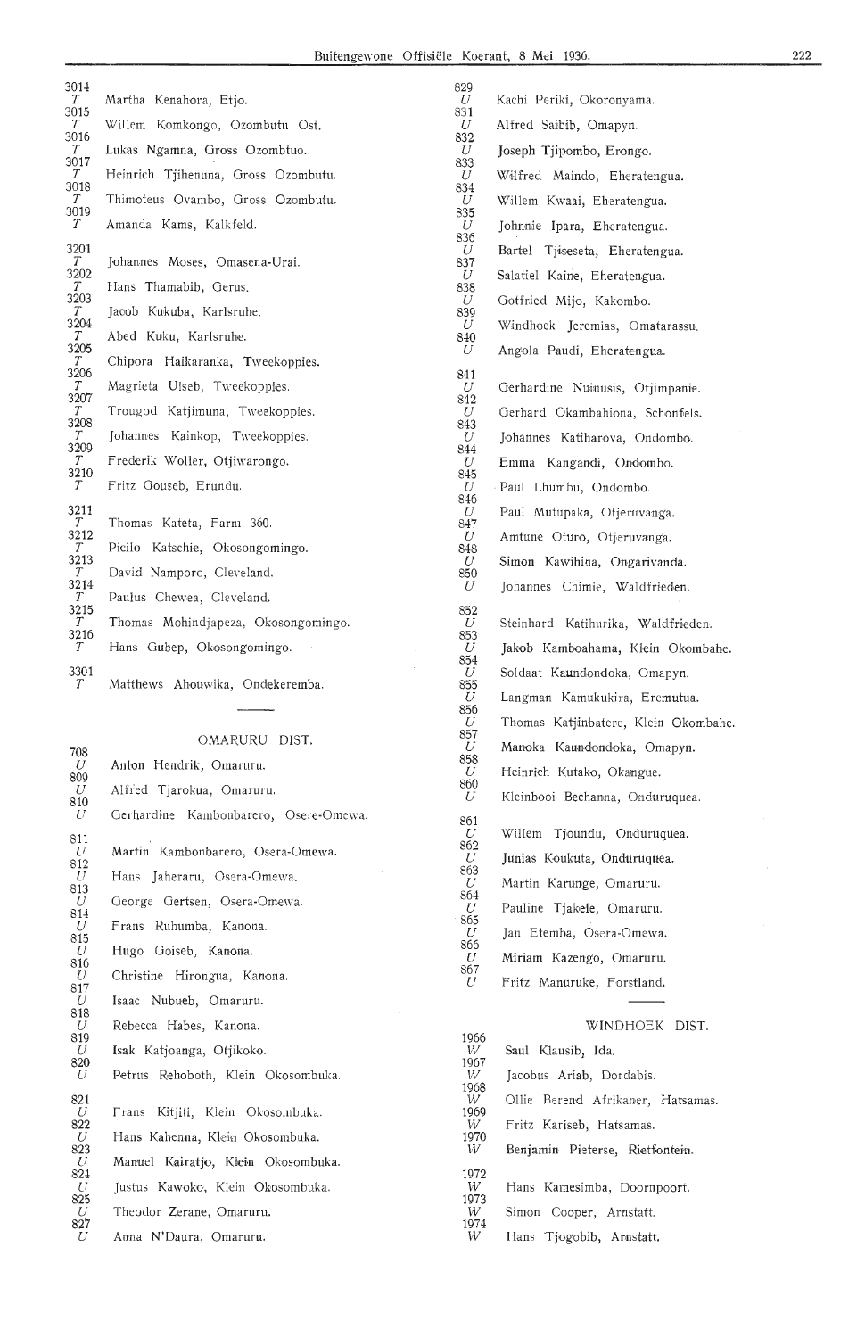3014
*T* Martha Kenahora, Etjo.
3015
*T* Willem Komkongo, Ozombutu Ost.
3016
*T* Lukas Ngamna, Gross Ozombtuo.
3017
*T* Heinrich Tjihenuna, Gross Ozombutu.
3018
*T* Thimoteus Ovambo, Gross Ozombutu.
3019
*T* Amanda Kams, Kalkfeld.

3201
*T* Johannes Moses, Omasena-Urai.
3202
*T* Hans Thamabib, Gerus.
3203
*T* Jacob Kukuba, Karlsruhe.
3204
*T* Abed Kuku, Karlsruhe.
3205
*T* Chipora Haikaranka, Tweekoppies.
3206
*T* Magrieta Uiseb, Tweekoppies.
3207
*T* Trougod Katjimuna, Tweekoppies.
3208
*T* Johannes Kainkop, Tweekoppies.
3209
*T* Frederik Woller, Otjiwarongo.
3210
*T* Fritz Gouseb, Erundu.

3211
*T* Thomas Kateta, Farm 360.
3212
*T* Picilo Katschie, Okosongomingo.
3213
*T* David Namporo, Cleveland.
3214
*T* Paulus Chewea, Cleveland.
3215
*T* Thomas Mohindjapeza, Okosongomingo.
3216
*T* Hans Gubep, Okosongomingo.

3301
*T* Matthews Ahouwika, Ondekeremba.

## OMARURU DIST.

708
*U* Anton Hendrik, Omaruru.
809
*U* Alfred Tjarokua, Omaruru.
810
*U* Gerhardine Kambonbarero, Osere-Omewa.

811
*U* Martin Kambonbarero, Osera-Omewa.
812
*U* Hans Jaheraru, Osera-Omewa.
813
*U* George Gertsen, Osera-Omewa.
814
*U* Frans Ruhumba, Kanona.
815
*U* Hugo Goiseb, Kanona.
816
*U* Christine Hirongua, Kanona.
817
*U* Isaac Nubueb, Omaruru.
818
*U* Rebecca Habes, Kanona.
819
*U* Isak Katjoanga, Otjikoko.
820
*U* Petrus Rehoboth, Klein Okosombuka.

821
*U* Frans Kitjiti, Klein Okosombuka.
822
*U* Hans Kahenna, Klein Okosombuka.
823
*U* Manuel Kairatjo, Klein Okosombuka.
824
*U* Justus Kawoko, Klein Okosombuka.
825
*U* Theodor Zerane, Omaruru.
827
*U* Anna N'Daura, Omaruru.

829
*U* Kachi Periki, Okoronyama.
831
*U* Alfred Saibib, Omapyn.
832
*U* Joseph Tjipombo, Erongo.
833
*U* Wilfred Maindo, Eheratengua.
834
*U* Willem Kwaai, Eheratengua.
835
*U* Johnnie Ipara, Eheratengua.
836
*U* Bartel Tjiseseta, Eheratengua.
837
*U* Salatiel Kaine, Eheratengua.
838
*U* Gotfried Mijo, Kakombo.
839
*U* Windhoek Jeremias, Omatarassu.
840
*U* Angola Paudi, Eheratengua.

841
*U* Gerhardine Nuinusis, Otjimpanie.
842
*U* Gerhard Okambahiona, Schonfels.
843
*U* Johannes Katiharova, Ondombo.
844
*U* Emma Kangandi, Ondombo.
845
*U* Paul Lhumbu, Ondombo.
846
*U* Paul Mutupaka, Otjeruvanga.
847
*U* Amtune Oturo, Otjeruvanga.
848
*U* Simon Kawihina, Ongarivanda.
850
*U* Johannes Chimie, Waldfrieden.

852
*U* Steinhard Katihurika, Waldfrieden.
853
*U* Jakob Kamboahama, Klein Okombahe.
854
*U* Soldaat Kaundondoka, Omapyn.
855
*U* Langman Kamukukira, Eremutua.
856
*U* Thomas Katjinbatere, Klein Okombahe.
857
*U* Manoka Kaundondoka, Omapyn.
858
*U* Heinrich Kutako, Okangue.
860
*U* Kleinbooi Bechanna, Onduruquea.

861
*U* Willem Tjoundu, Onduruquea.
862
*U* Junias Koukuta, Onduruquea.
863
*U* Martin Karunge, Omaruru.
864
*U* Pauline Tjakele, Omaruru.
865
*U* Jan Etemba, Osera-Omewa.
866
*U* Miriam Kazengo, Omaruru.
867
*U* Fritz Manuruke, Forstland.

## WINDHOEK DIST.

1966
*W* Saul Klausib, Ida.
1967
*W* Jacobus Ariab, Dordabis.
1968
*W* Ollie Berend Afrikaner, Hatsamas.
1969
*W* Fritz Kariseb, Hatsamas.
1970
*W* Benjamin Pieterse, Rietfontein.

1972
*W* Hans Kamesimba, Doornpoort.
1973
*W* Simon Cooper, Arnstatt.
1974
*W* Hans Tjogobib, Arnstatt.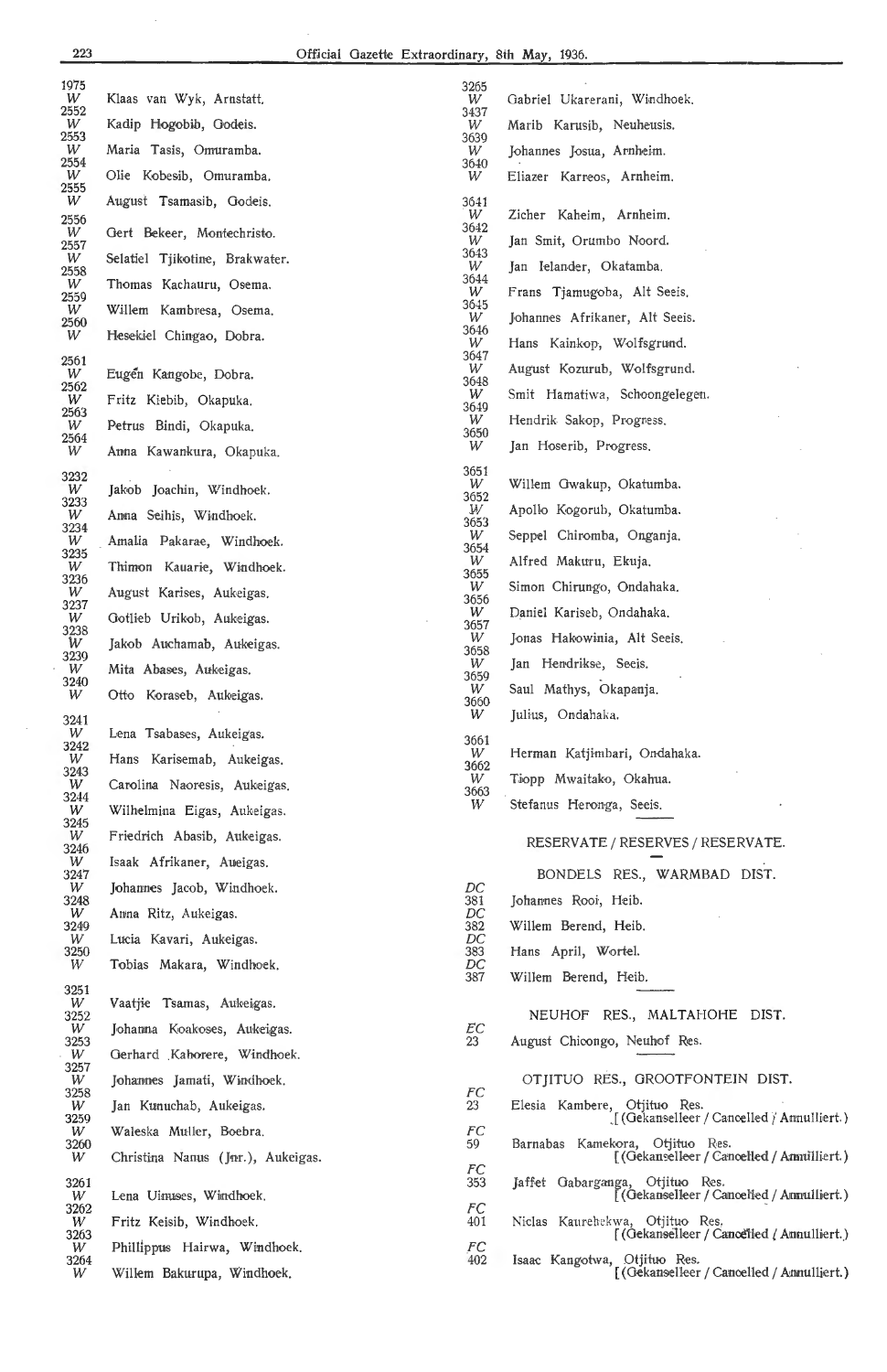1975
*W* Klaas van Wyk, Arnstatt.
2552
*W* Kadip Hogobib, Godeis.
2553
*W* Maria Tasis, Omuramba.
2554
*W* Olie Kobesib, Omuramba.
2555
*W* August Tsamasib, Godeis.
2556
*W* Gert Bekeer, Montechristo.
2557
*W* Selatiel Tjikotine, Brakwater.
2558
*W* Thomas Kachauru, Osema.
2559
*W* Willem Kambresa, Osema.
2560
*W* Hesekiel Chingao, Dobra.
2561
*W* Eugen Kangobe, Dobra.
2562
*W* Fritz Kiebib, Okapuka.
2563
*W* Petrus Bindi, Okapuka.
2564
*W* Anna Kawankura, Okapuka.

3232
*W* Jakob Joachin, Windhoek.
3233
*W* Anna Seihis, Windhoek.
3234
*W* Amalia Pakarae, Windhoek.
3235
*W* Thimon Kauarie, Windhoek.
3236
*W* August Karises, Aukeigas.
3237
*W* Gotlieb Urikob, Aukeigas.
3238
*W* Jakob Auchamab, Aukeigas.
3239
*W* Mita Abases, Aukeigas.
3240
*W* Otto Koraseb, Aukeigas.
3241
*W* Lena Tsabases, Aukeigas.
3242
*W* Hans Karisemab, Aukeigas.
3243
*W* Carolina Naoresis, Aukeigas.
3244
*W* Wilhelmina Eigas, Aukeigas.
3245
*W* Friedrich Abasib, Aukeigas.
3246
*W* Isaak Afrikaner, Aueigas.
3247
*W* Johannes Jacob, Windhoek.
3248
*W* Anna Ritz, Aukeigas.
3249
*W* Lucia Kavari, Aukeigas.
3250
*W* Tobias Makara, Windhoek.
3251
*W* Vaatjie Tsamas, Aukeigas.
3252
*W* Johanna Koakoses, Aukeigas.
3253
*W* Gerhard Kahorere, Windhoek.
3257
*W* Johannes Jamati, Windhoek.
3258
*W* Jan Kunuchab, Aukeigas.
3259
*W* Waleska Muller, Boebra.
3260
*W* Christina Nanus (Jnr.), Aukeigas.
3261
*W* Lena Uinuses, Windhoek.
3262
*W* Fritz Keisib, Windhoek.
3263
*W* Phillippus Hairwa, Windhoek.
3264
*W* Willem Bakurupa, Windhoek.
3265
*W* Gabriel Ukarerani, Windhoek.
3437
*W* Marib Karusib, Neuheusis.
3639
*W* Johannes Josua, Arnheim.
3640
*W* Eliazer Karreos, Arnheim.
3641
*W* Zicher Kaheim, Arnheim.
3642
*W* Jan Smit, Orumbo Noord.
3643
*W* Jan Ielander, Okatamba.
3644
*W* Frans Tjamugoba, Alt Seeis.
3645
*W* Johannes Afrikaner, Alt Seeis.
3646
*W* Hans Kainkop, Wolfsgrund.
3647
*W* August Kozurub, Wolfsgrund.
3648
*W* Smit Hamatiwa, Schoongelegen.
3649
*W* Hendrik Sakop, Progress.
3650
*W* Jan Hoserib, Progress.
3651
*W* Willem Gwakup, Okatumba.
3652
*W* Apollo Kogorub, Okatumba.
3653
*W* Seppel Chiromba, Onganja.
3654
*W* Alfred Makuru, Ekuja.
3655
*W* Simon Chirungo, Ondahaka.
3656
*W* Daniel Kariseb, Ondahaka.
3657
*W* Jonas Hakowinia, Alt Seeis.
3658
*W* Jan Hendrikse, Seeis.
3659
*W* Saul Mathys, Okapanja.
3660
*W* Julius, Ondahaka.
3661
*W* Herman Katjimbari, Ondahaka.
3662
*W* Tiopp Mwaitako, Okahua.
3663
*W* Stefanus Heronga, Seeis.

## RESERVATE / RESERVES / RESERVATE.

### BONDELS RES., WARMBAD DIST.

*DC* 381 Johannes Rooi, Heib.
*DC* 382 Willem Berend, Heib.
*DC* 383 Hans April, Wortel.
*DC* 387 Willem Berend, Heib.

### NEUHOF RES., MALTAHOHE DIST.

*EC* 23 August Chicongo, Neuhof Res.

### OTJITUO RES., GROOTFONTEIN DIST.

*FC* 23 Elesia Kambere, Otjituo Res. [(Gekanselleer / Cancelled / Annulliert.)
*FC* 59 Barnabas Kamekora, Otjituo Res. [(Gekanselleer / Cancelled / Annulliert.)
*FC* 353 Jaffet Gabarganga, Otjituo Res. [(Gekanselleer / Cancelled / Annulliert.)
*FC* 401 Niclas Kaurehekwa, Otjituo Res. [(Gekanselleer / Cancelled / Annulliert.)
*FC* 402 Isaac Kangotwa, Otjituo Res. [(Gekanselleer / Cancelled / Annulliert.)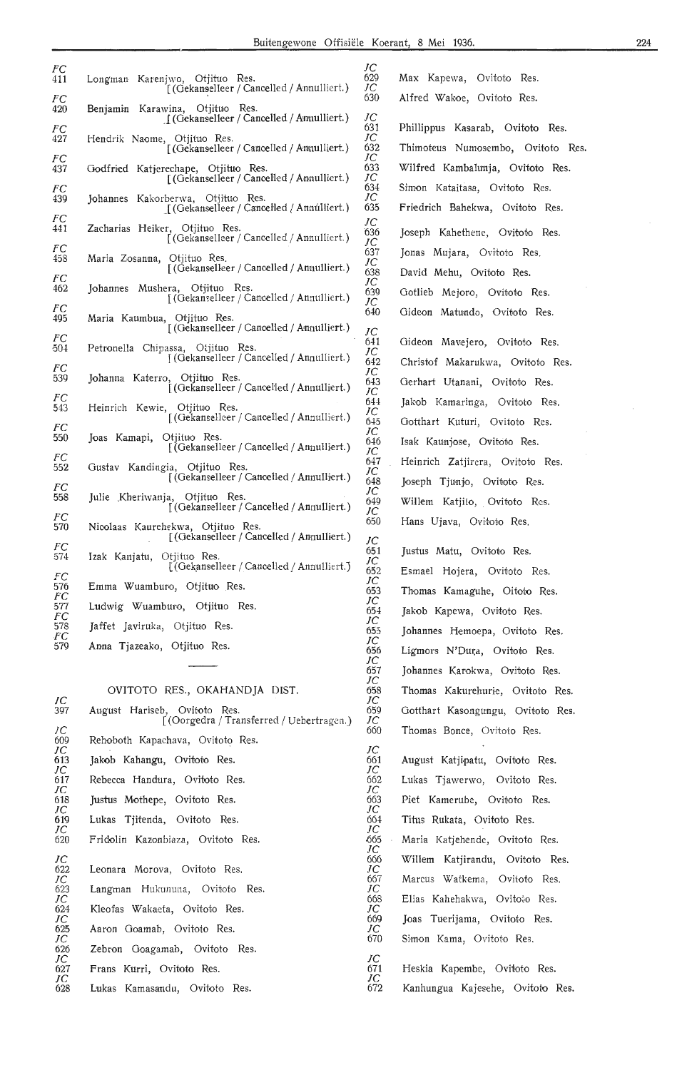FC
411 Longman Karenjwo, Otjituo Res.
[(Gekanselleer / Cancelled / Annulliert.)

FC
420 Benjamin Karawina, Otjituo Res.
[(Gekanselleer / Cancelled / Annulliert.)

FC
427 Hendrik Naome, Otjituo Res.
[(Gekanselleer / Cancelled / Annulliert.)

FC
437 Godfried Katjerechape, Otjituo Res.
[(Gekanselleer / Cancelled / Annulliert.)

FC
439 Johannes Kakorberwa, Otjituo Res.
[(Gekanselleer / Cancelled / Annulliert.)

FC
441 Zacharias Heiker, Otjituo Res.
[(Gekanselleer / Cancelled / Annulliert.)

FC
458 Maria Zosanna, Otjituo Res.
[(Gekanselleer / Cancelled / Annulliert.)

FC
462 Johannes Mushera, Otjituo Res.
[(Gekanselleer / Cancelled / Annulliert.)

FC
495 Maria Kaumbua, Otjituo Res.
[(Gekanselleer / Cancelled / Annulliert.)

FC
504 Petronella Chipassa, Otjituo Res.
[(Gekanselleer / Cancelled / Annulliert.)

FC
539 Johanna Katerro, Otjituo Res.
[(Gekanselleer / Cancelled / Annulliert.)

FC
543 Heinrich Kewie, Otjituo Res.
[(Gekanselleer / Cancelled / Annulliert.)

FC
550 Joas Kamapi, Otjituo Res.
[(Gekanselleer / Cancelled / Annulliert.)

FC
552 Gustav Kandingia, Otjituo Res.
[(Gekanselleer / Cancelled / Annulliert.)

FC
558 Julie Kheriwanja, Otjituo Res.
[(Gekanselleer / Cancelled / Annulliert.)

FC
570 Nicolaas Kaurehekwa, Otjituo Res.
[(Gekanselleer / Cancelled / Annulliert.)

FC
574 Izak Kanjatu, Otjituo Res.
[(Gekanselleer / Cancelled / Annulliert.)

FC
576 Emma Wuamburo, Otjituo Res.

FC
577 Ludwig Wuamburo, Otjituo Res.

FC
578 Jaffet Javiruka, Otjituo Res.

FC
579 Anna Tjazeako, Otjituo Res.

---

## OVITOTO RES., OKAHANDJA DIST.

JC
397 August Hariseb, Ovitoto Res.
[(Oorgedra / Transferred / Uebertragen.)

JC
609 Rehoboth Kapachava, Ovitoto Res.

JC
613 Jakob Kahangu, Ovitoto Res.

JC
617 Rebecca Handura, Ovitoto Res.

JC
618 Justus Mothepe, Ovitoto Res.

JC
619 Lukas Tjitenda, Ovitoto Res.

JC
620 Fridolin Kazonbiaza, Ovitoto Res.

JC
622 Leonara Morova, Ovitoto Res.

JC
623 Langman Hukununa, Ovitoto Res.

JC
624 Kleofas Wakaeta, Ovitoto Res.

JC
625 Aaron Goamab, Ovitoto Res.

JC
626 Zebron Goagamab, Ovitoto Res.

JC
627 Frans Kurri, Ovitoto Res.

JC
628 Lukas Kamasandu, Ovitoto Res.

JC
629 Max Kapewa, Ovitoto Res.

JC
630 Alfred Wakoe, Ovitoto Res.

JC
631 Phillippus Kasarab, Ovitoto Res.

JC
632 Thimoteus Numosembo, Ovitoto Res.

JC
633 Wilfred Kambalumja, Ovitoto Res.

JC
634 Simon Kataitasa, Ovitoto Res.

JC
635 Friedrich Bahekwa, Ovitoto Res.

JC
636 Joseph Kahethene, Ovitoto Res.

JC
637 Jonas Mujara, Ovitoto Res.

JC
638 David Mehu, Ovitoto Res.

JC
639 Gotlieb Mejoro, Ovitoto Res.

JC
640 Gideon Matundo, Ovitoto Res.

JC
641 Gideon Mavejero, Ovitoto Res.

JC
642 Christof Makarukwa, Ovitoto Res.

JC
643 Gerhart Utanani, Ovitoto Res.

JC
644 Jakob Kamaringa, Ovitoto Res.

JC
645 Gotthart Kuturi, Ovitoto Res.

JC
646 Isak Kaunjose, Ovitoto Res.

JC
647 Heinrich Zatjirera, Ovitoto Res.

JC
648 Joseph Tjunjo, Ovitoto Res.

JC
649 Willem Katjito, Ovitoto Res.

JC
650 Hans Ujava, Ovitoto Res.

JC
651 Justus Matu, Ovitoto Res.

JC
652 Esmael Hojera, Ovitoto Res.

JC
653 Thomas Kamaguhe, Oitoto Res.

JC
654 Jakob Kapewa, Ovitoto Res.

JC
655 Johannes Hemoepa, Ovitoto Res.

JC
656 Ligmors N'Dura, Ovitoto Res.

JC
657 Johannes Karokwa, Ovitoto Res.

JC
658 Thomas Kakurehurie, Ovitoto Res.

JC
659 Gotthart Kasongungu, Ovitoto Res.

JC
660 Thomas Bonce, Ovitoto Res.

JC
661 August Katjipatu, Ovitoto Res.

JC
662 Lukas Tjawerwo, Ovitoto Res.

JC
663 Piet Kamerube, Ovitoto Res.

JC
664 Titus Rukata, Ovitoto Res.

JC
665 Maria Katjehende, Ovitoto Res.

JC
666 Willem Katjirandu, Ovitoto Res.

JC
667 Marcus Watkema, Ovitoto Res.

JC
668 Elias Kahehakwa, Ovitoto Res.

JC
669 Joas Tuerijama, Ovitoto Res.

JC
670 Simon Kama, Ovitoto Res.

JC
671 Heskia Kapembe, Ovitoto Res.

JC
672 Kanhungua Kajesehe, Ovitoto Res.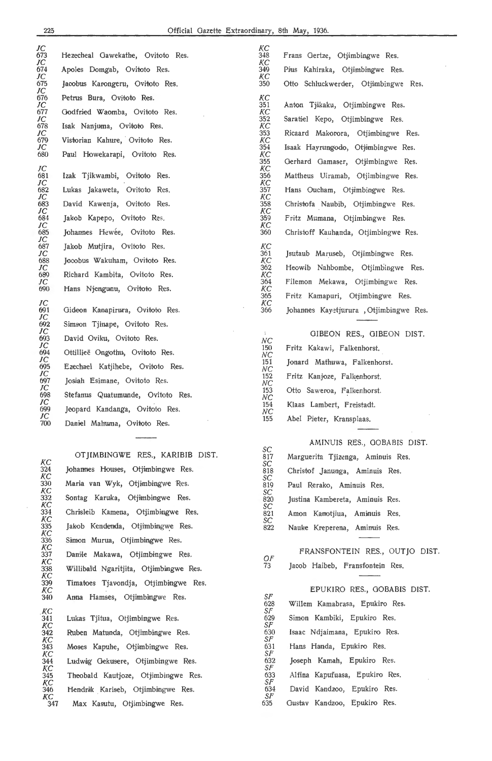| | |
|---|---|
| JC 673 | Hezecheal Gawekathe, Ovitoto Res. |
| JC 674 | Apoles Domgab, Ovitoto Res. |
| JC 675 | Jacobus Karongeru, Ovitoto Res. |
| JC 676 | Petrus Bura, Ovitoto Res. |
| JC 677 | Godfried Waomba, Ovitoto Res. |
| JC 678 | Isak Nanjuma, Ovitoto Res. |
| JC 679 | Vistorian Kahure, Ovitoto Res. |
| JC 680 | Paul Howekarapi, Ovitoto Res. |
| JC 681 | Izak Tjikwambi, Ovitoto Res. |
| JC 682 | Lukas Jakaweta, Ovitoto Res. |
| JC 683 | David Kawenja, Ovitoto Res. |
| JC 684 | Jakob Kapepo, Ovitoto Res. |
| JC 685 | Johannes Hewée, Ovitoto Res. |
| JC 687 | Jakob Mutjira, Ovitoto Res. |
| JC 688 | Jocobus Wakuham, Ovitoto Res. |
| JC 689 | Richard Kambita, Ovitoto Res. |
| JC 690 | Hans Njengunu, Ovitoto Res. |
| JC 691 | Gideon Kanapirura, Ovitoto Res. |
| JC 692 | Simson Tjinape, Ovitoto Res. |
| JC 693 | David Oviku, Ovitoto Res. |
| JC 694 | Ottillieë Ongothu, Ovitoto Res. |
| JC 695 | Ezechael Katjihebe, Ovitoto Res. |
| JC 697 | Josiah Esimane, Ovitoto Res. |
| JC 698 | Stefanus Quatumunde, Ovitoto Res. |
| JC 699 | Jeopard Kandanga, Ovitoto Res. |
| JC 700 | Daniel Mahuma, Ovitoto Res. |

OTJIMBINGWE RES., KARIBIB DIST.

| | |
|---|---|
| KC 324 | Johannes Houses, Otjimbingwe Res. |
| KC 330 | Maria van Wyk, Otjimbingwe Res. |
| KC 332 | Sontag Karuka, Otjimbingwe Res. |
| KC 334 | Chrisleib Kamena, Otjimbingwe Res. |
| KC 335 | Jakob Kendenda, Otjimbingwe Res. |
| KC 336 | Simon Murua, Otjimbingwe Res. |
| KC 337 | Danile Makawa, Otjimbingwe Res. |
| KC 338 | Willibald Ngaritjita, Otjimbingwe Res. |
| KC 339 | Timatoes Tjavondja, Otjimbingwe Res. |
| KC 340 | Anna Hamses, Otjimbingwe Res. |
| KC 341 | Lukas Tjitua, Otjimbingwe Res. |
| KC 342 | Ruben Matunda, Otjimbingwe Res. |
| KC 343 | Moses Kapuhe, Otjimbingwe Res. |
| KC 344 | Ludwig Gekusere, Otjimbingwe Res. |
| KC 345 | Theobald Kautjoze, Otjimbingwe Res. |
| KC 346 | Hendrik Kariseb, Otjimbingwe Res. |
| KC 347 | Max Kasutu, Otjimbingwe Res. |
| KC 348 | Frans Gertze, Otjimbingwe Res. |
| KC 349 | Pius Kahiraka, Otjimbingwe Res. |
| KC 350 | Otto Schluckwerder, Otjimbingwe Res. |
| KC 351 | Anton Tjikaku, Otjimbingwe Res. |
| KC 352 | Saratiel Kepo, Otjimbingwe Res. |
| KC 353 | Ricaard Makorora, Otjimbingwe Res. |
| KC 354 | Isaak Hayrungodo, Otjimbingwe Res. |
| KC 355 | Gerhard Gamaser, Otjimbingwe Res. |
| KC 356 | Mattheus Uiramab, Otjimbingwe Res. |
| KC 357 | Hans Oucham, Otjimbingwe Res. |
| KC 358 | Christofa Naubib, Otjimbingwe Res. |
| KC 359 | Fritz Mumana, Otjimbingwe Res. |
| KC 360 | Christoff Kauhanda, Otjimbingwe Res. |
| KC 361 | Jsutaub Maruseb, Otjimbingwe Res. |
| KC 362 | Heowib Nahbombe, Otjimbingwe Res. |
| KC 364 | Filemon Mekawa, Otjimbingwe Res. |
| KC 365 | Fritz Kamapuri, Otjimbingwe Res. |
| KC 366 | Johannes Kayetjurura, Otjimbingwe Res. |

GIBEON RES., GIBEON DIST.

| | |
|---|---|
| NC 150 | Fritz Kakawi, Falkenhorst. |
| NC 151 | Jonard Mathuwa, Falkenhorst. |
| NC 152 | Fritz Kanjoze, Falkenhorst. |
| NC 153 | Otto Saweroa, Falkenhorst. |
| NC 154 | Klaas Lambert, Freistadt. |
| NC 155 | Abel Pieter, Kransplaas. |

AMINUIS RES., GOBABIS DIST.

| | |
|---|---|
| SC 817 | Marguerita Tjizenga, Aminuis Res. |
| SC 818 | Christof Janunga, Aminuis Res. |
| SC 819 | Paul Rerako, Aminuis Res. |
| SC 820 | Justina Kambereta, Aminuis Res. |
| SC 821 | Amon Kanotjiua, Aminuis Res. |
| SC 822 | Nauke Kreperena, Aminuis Res. |

FRANSFONTEIN RES., OUTJO DIST.

| | |
|---|---|
| OF 73 | Jacob Haibeb, Fransfontein Res. |

EPUKIRO RES., GOBABIS DIST.

| | |
|---|---|
| SF 628 | Willem Kamabrasa, Epukiro Res. |
| SF 629 | Simon Kambiki, Epukiro Res. |
| SF 630 | Isaac Ndjaimana, Epukiro Res. |
| SF 631 | Hans Handa, Epukiro Res. |
| SF 632 | Joseph Kamah, Epukiro Res. |
| SF 633 | Alfina Kapufuasa, Epukiro Res. |
| SF 634 | David Kandzoo, Epukiro Res. |
| SF 635 | Gustav Kandzoo, Epukiro Res. |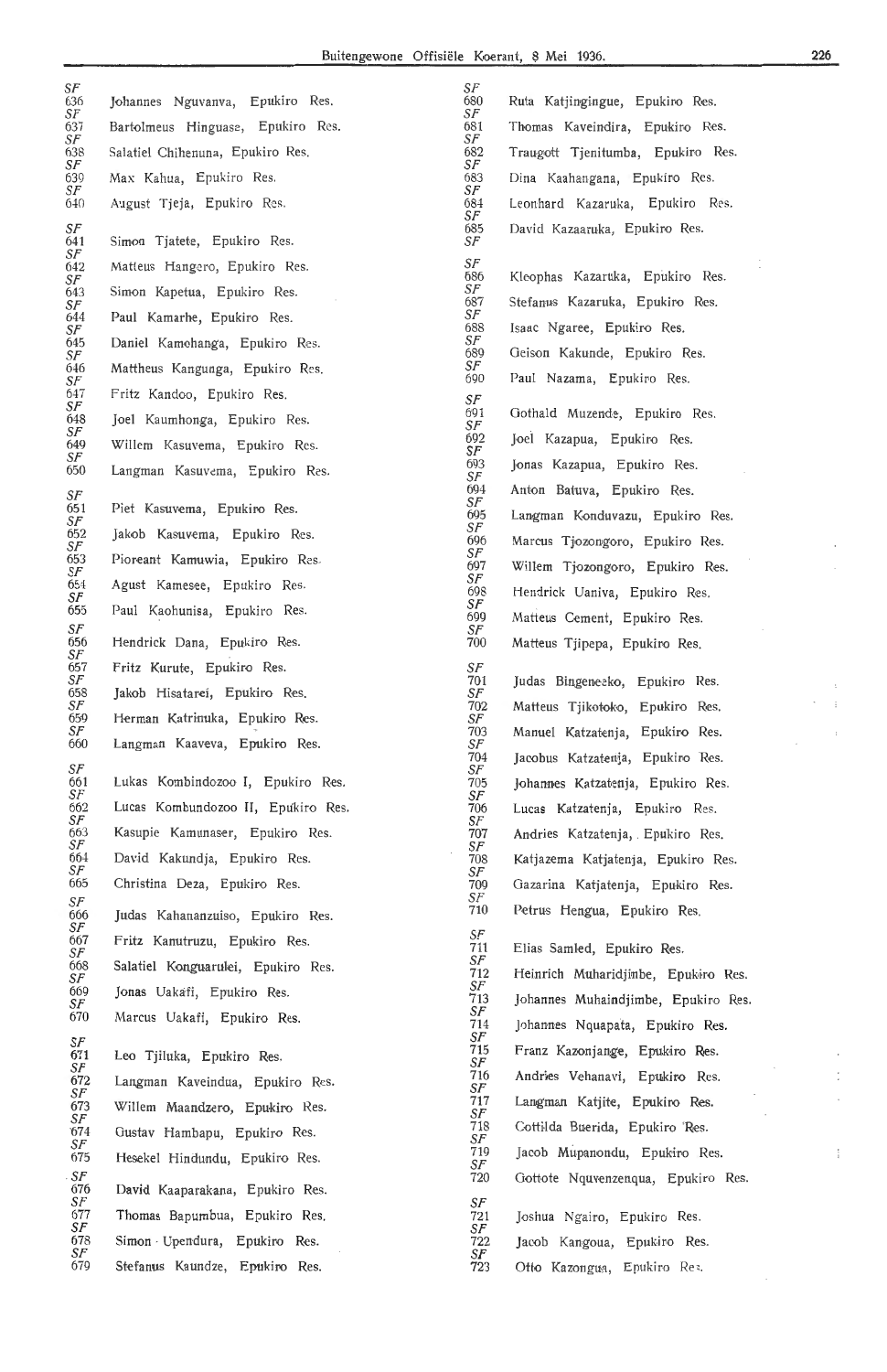SF
636 Johannes Nguvanva, Epukiro Res.
SF
637 Bartolmeus Hinguase, Epukiro Res.
SF
638 Salatiel Chihenuna, Epukiro Res.
SF
639 Max Kahua, Epukiro Res.
SF
640 August Tjeja, Epukiro Res.

SF
641 Simon Tjatete, Epukiro Res.
SF
642 Matteus Hangero, Epukiro Res.
SF
643 Simon Kapetua, Epukiro Res.
SF
644 Paul Kamarhe, Epukiro Res.
SF
645 Daniel Kamohanga, Epukiro Res.
SF
646 Mattheus Kangunga, Epukiro Res.
SF
647 Fritz Kandoo, Epukiro Res.
SF
648 Joel Kaumhonga, Epukiro Res.
SF
649 Willem Kasuvema, Epukiro Res.
SF
650 Langman Kasuvema, Epukiro Res.

SF
651 Piet Kasuvema, Epukiro Res.
SF
652 Jakob Kasuvema, Epukiro Res.
SF
653 Pioreant Kamuwia, Epukiro Res.
SF
654 Agust Kamesee, Epukiro Res.
SF
655 Paul Kaohunisa, Epukiro Res.

SF
656 Hendrick Dana, Epukiro Res.
SF
657 Fritz Kurute, Epukiro Res.
SF
658 Jakob Hisatarei, Epukiro Res.
SF
659 Herman Katrinuka, Epukiro Res.
SF
660 Langman Kaaveva, Epukiro Res.

SF
661 Lukas Kombindozoo I, Epukiro Res.
SF
662 Lucas Kombundozoo II, Epukiro Res.
SF
663 Kasupie Kamunaser, Epukiro Res.
SF
664 David Kakundja, Epukiro Res.
SF
665 Christina Deza, Epukiro Res.

SF
666 Judas Kahananzuiso, Epukiro Res.
SF
667 Fritz Kanutruzu, Epukiro Res.
SF
668 Salatiel Konguarulei, Epukiro Res.
SF
669 Jonas Uakafi, Epukiro Res.
SF
670 Marcus Uakafi, Epukiro Res.

SF
671 Leo Tjiluka, Epukiro Res.
SF
672 Langman Kaveindua, Epukiro Res.
SF
673 Willem Maandzero, Epukiro Res.
SF
674 Gustav Hambapu, Epukiro Res.
SF
675 Hesekel Hindundu, Epukiro Res.

SF
676 David Kaaparakana, Epukiro Res.
SF
677 Thomas Bapumbua, Epukiro Res.
SF
678 Simon Upendura, Epukiro Res.
SF
679 Stefanus Kaundze, Epukiro Res.

SF
680 Ruta Katjingingue, Epukiro Res.
SF
681 Thomas Kaveindira, Epukiro Res.
SF
682 Traugott Tjenitumba, Epukiro Res.
SF
683 Dina Kaahangana, Epukiro Res.
SF
684 Leonhard Kazaruka, Epukiro Res.
SF
685 David Kazaaruka, Epukiro Res.

SF
686 Kleophas Kazaruka, Epukiro Res.
SF
687 Stefanus Kazaruka, Epukiro Res.
SF
688 Isaac Ngaree, Epukiro Res.
SF
689 Geison Kakunde, Epukiro Res.
SF
690 Paul Nazama, Epukiro Res.

SF
691 Gothald Muzende, Epukiro Res.
SF
692 Joel Kazapua, Epukiro Res.
SF
693 Jonas Kazapua, Epukiro Res.
SF
694 Anton Batuva, Epukiro Res.
SF
695 Langman Konduvazu, Epukiro Res.
SF
696 Marcus Tjozongoro, Epukiro Res.
SF
697 Willem Tjozongoro, Epukiro Res.
SF
698 Hendrick Uaniva, Epukiro Res.
SF
699 Matteus Cement, Epukiro Res.
SF
700 Matteus Tjipepa, Epukiro Res.

SF
701 Judas Bingeneeko, Epukiro Res.
SF
702 Matteus Tjikotoko, Epukiro Res.
SF
703 Manuel Katzatenja, Epukiro Res.
SF
704 Jacobus Katzatenja, Epukiro Res.
SF
705 Johannes Katzatenja, Epukiro Res.
SF
706 Lucas Katzatenja, Epukiro Res.
SF
707 Andries Katzatenja, Epukiro Res.
SF
708 Katjazema Katjatenja, Epukiro Res.
SF
709 Gazarina Katjatenja, Epukiro Res.
SF
710 Petrus Hengua, Epukiro Res.

SF
711 Elias Samled, Epukiro Res.
SF
712 Heinrich Muharidjimbe, Epukiro Res.
SF
713 Johannes Muhaindjimbe, Epukiro Res.
SF
714 Johannes Nquapata, Epukiro Res.
SF
715 Franz Kazonjange, Epukiro Res.
SF
716 Andries Vehanavi, Epukiro Res.
SF
717 Langman Katjite, Epukiro Res.
SF
718 Cottilda Buerida, Epukiro Res.
SF
719 Jacob Mupanondu, Epukiro Res.
SF
720 Gottote Nquvenzenqua, Epukiro Res.

SF
721 Joshua Ngairo, Epukiro Res.
SF
722 Jacob Kangoua, Epukiro Res.
SF
723 Otto Kazongua, Epukiro Res.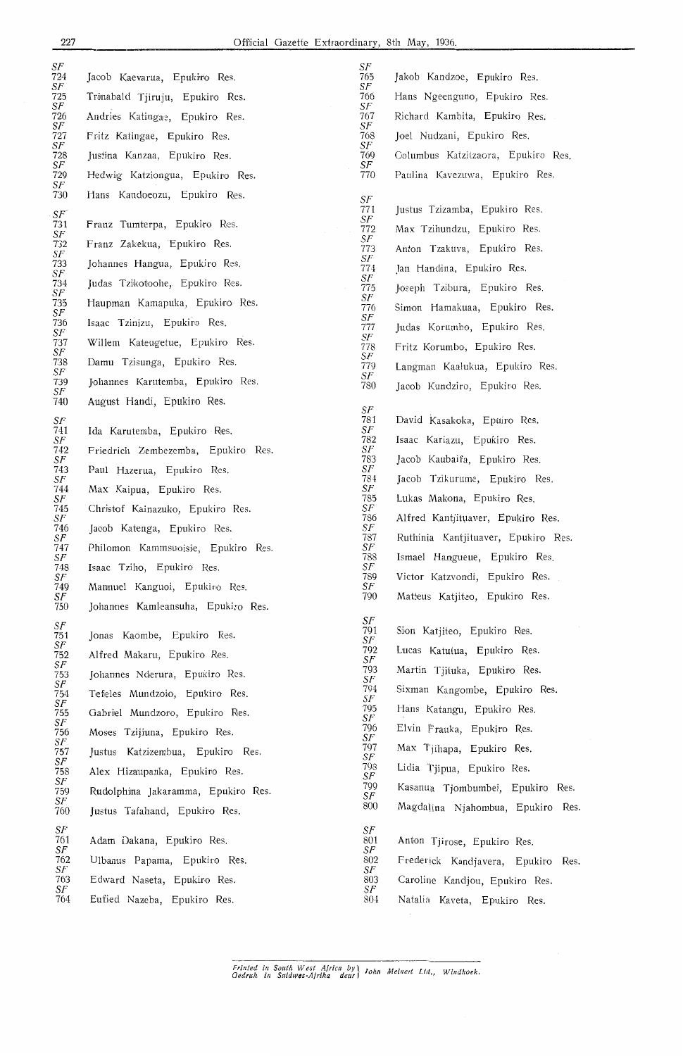SF 724 Jacob Kaevarua, Epukiro Res.

SF 725 Trinabald Tjiruju, Epukiro Res.

SF 726 Andries Katingae, Epukiro Res.

SF 727 Fritz Katingae, Epukiro Res.

SF 728 Justina Kanzaa, Epukiro Res.

SF 729 Hedwig Katziongua, Epukiro Res.

SF 730 Hans Kandoeozu, Epukiro Res.

SF 731 Franz Tumterpa, Epukiro Res.

SF 732 Franz Zakekua, Epukiro Res.

SF 733 Johannes Hangua, Epukiro Res.

SF 734 Judas Tzikotoohe, Epukiro Res.

SF 735 Haupman Kamapuka, Epukiro Res.

SF 736 Isaac Tzinizu, Epukiro Res.

SF 737 Willem Kateugetue, Epukiro Res.

SF 738 Damu Tzisunga, Epukiro Res.

SF 739 Johannes Karutemba, Epukiro Res.

SF 740 August Handi, Epukiro Res.

SF 741 Ida Karutemba, Epukiro Res.

SF 742 Friedrich Zembezemba, Epukiro Res.

SF 743 Paul Hazerua, Epukiro Res.

SF 744 Max Kaipua, Epukiro Res.

SF 745 Christof Kainazuko, Epukiro Res.

SF 746 Jacob Katenga, Epukiro Res.

SF 747 Philomon Kammsuoisie, Epukiro Res.

SF 748 Isaac Tziho, Epukiro Res.

SF 749 Mannuel Kanguoi, Epukiro Res.

SF 750 Johannes Kamleansuha, Epukiro Res.

SF 751 Jonas Kaombe, Epukiro Res.

SF 752 Alfred Makaru, Epukiro Res.

SF 753 Johannes Nderura, Epukiro Res.

SF 754 Tefeles Mundzoio, Epukiro Res.

SF 755 Gabriel Mundzoro, Epukiro Res.

SF 756 Moses Tzijiuna, Epukiro Res.

SF 757 Justus Katzizembua, Epukiro Res.

SF 758 Alex Hizaupauka, Epukiro Res.

SF 759 Rudolphina Jakaramma, Epukiro Res.

SF 760 Justus Tafahand, Epukiro Res.

SF 761 Adam Dakana, Epukiro Res.

SF 762 Ulbanus Papama, Epukiro Res.

SF 763 Edward Naseta, Epukiro Res.

SF 764 Eufied Nazeba, Epukiro Res.

SF 765 Jakob Kandzoe, Epukiro Res.

SF 766 Hans Ngeenguno, Epukiro Res.

SF 767 Richard Kambita, Epukiro Res.

SF 768 Joel Nudzani, Epukiro Res.

SF 769 Columbus Katzitzaora, Epukiro Res.

SF 770 Paulina Kavezuwa, Epukiro Res.

SF 771 Justus Tzizamba, Epukiro Res.

SF 772 Max Tzihundzu, Epukiro Res.

SF 773 Anton Tzakuva, Epukiro Res.

SF 774 Jan Handina, Epukiro Res.

SF 775 Joseph Tzibura, Epukiro Res.

SF 776 Simon Hamakuaa, Epukiro Res.

SF 777 Judas Korumbo, Epukiro Res.

SF 778 Fritz Korumbo, Epukiro Res.

SF 779 Langman Kaalukua, Epukiro Res.

SF 780 Jacob Kundziro, Epukiro Res.

SF 781 David Kasakoka, Epuiro Res.

SF 782 Isaac Kariazu, Epukiro Res.

SF 783 Jacob Kaubaifa, Epukiro Res.

SF 784 Jacob Tzikurume, Epukiro Res.

SF 785 Lukas Makona, Epukiro Res.

SF 786 Alfred Kantjituaver, Epukiro Res.

SF 787 Ruthinia Kantjituaver, Epukiro Res.

SF 788 Ismael Hangueue, Epukiro Res.

SF 789 Victor Katzvondi, Epukiro Res.

SF 790 Matteus Katjiteo, Epukiro Res.

SF 791 Sion Katjiteo, Epukiro Res.

SF 792 Lucas Katutua, Epukiro Res.

SF 793 Martin Tjituka, Epukiro Res.

SF 794 Sixman Kangombe, Epukiro Res.

SF 795 Hans Katangu, Epukiro Res.

SF 796 Elvin Frauka, Epukiro Res.

SF 797 Max Tjihapa, Epukiro Res.

SF 798 Lidia Tjipua, Epukiro Res.

SF 799 Kasanua Tjombumbei, Epukiro Res.

SF 800 Magdalina Njahombua, Epukiro Res.

SF 801 Anton Tjirose, Epukiro Res.

SF 802 Frederick Kandjavera, Epukiro Res.

SF 803 Caroline Kandjou, Epukiro Res.

SF 804 Natalia Kaveta, Epukiro Res.

*Printed in South West Africa by / Gedruk in Suidwes-Afrika deur John Meinert Ltd., Windhoek.*